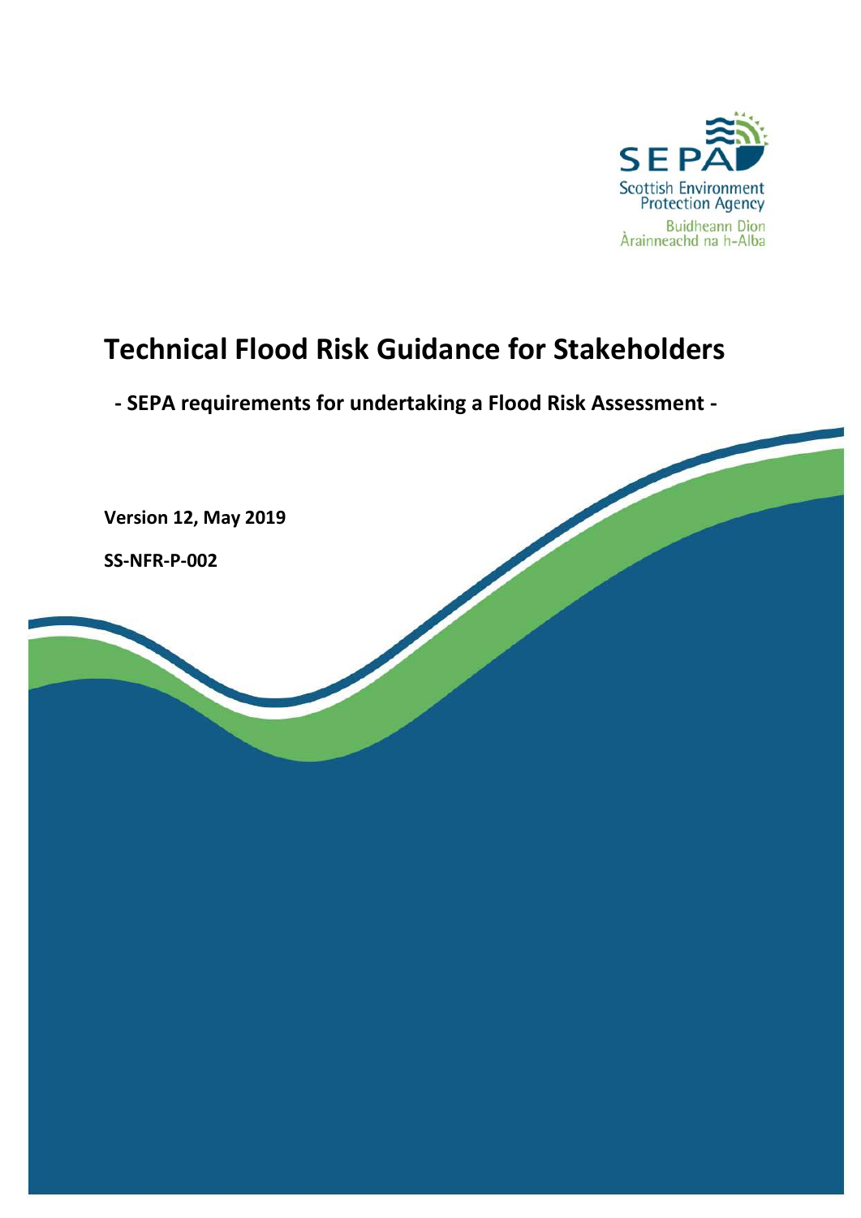SEPA
Scottish Environment Protection Agency
Buidheann Dìon Àrainneachd na h-Alba

# Technical Flood Risk Guidance for Stakeholders

## - SEPA requirements for undertaking a Flood Risk Assessment -

**Version 12, May 2019**

**SS-NFR-P-002**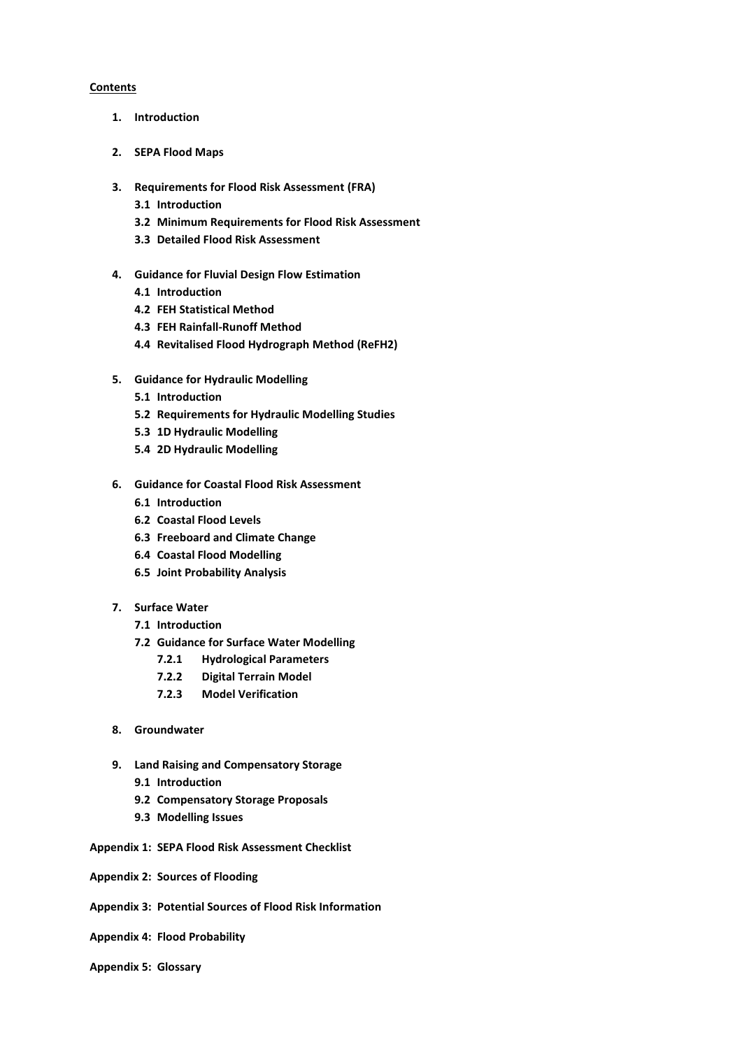**Contents**

1. **Introduction**

2. **SEPA Flood Maps**

3. **Requirements for Flood Risk Assessment (FRA)**
   - **3.1 Introduction**
   - **3.2 Minimum Requirements for Flood Risk Assessment**
   - **3.3 Detailed Flood Risk Assessment**

4. **Guidance for Fluvial Design Flow Estimation**
   - **4.1 Introduction**
   - **4.2 FEH Statistical Method**
   - **4.3 FEH Rainfall-Runoff Method**
   - **4.4 Revitalised Flood Hydrograph Method (ReFH2)**

5. **Guidance for Hydraulic Modelling**
   - **5.1 Introduction**
   - **5.2 Requirements for Hydraulic Modelling Studies**
   - **5.3 1D Hydraulic Modelling**
   - **5.4 2D Hydraulic Modelling**

6. **Guidance for Coastal Flood Risk Assessment**
   - **6.1 Introduction**
   - **6.2 Coastal Flood Levels**
   - **6.3 Freeboard and Climate Change**
   - **6.4 Coastal Flood Modelling**
   - **6.5 Joint Probability Analysis**

7. **Surface Water**
   - **7.1 Introduction**
   - **7.2 Guidance for Surface Water Modelling**
     - **7.2.1 Hydrological Parameters**
     - **7.2.2 Digital Terrain Model**
     - **7.2.3 Model Verification**

8. **Groundwater**

9. **Land Raising and Compensatory Storage**
   - **9.1 Introduction**
   - **9.2 Compensatory Storage Proposals**
   - **9.3 Modelling Issues**

**Appendix 1: SEPA Flood Risk Assessment Checklist**

**Appendix 2: Sources of Flooding**

**Appendix 3: Potential Sources of Flood Risk Information**

**Appendix 4: Flood Probability**

**Appendix 5: Glossary**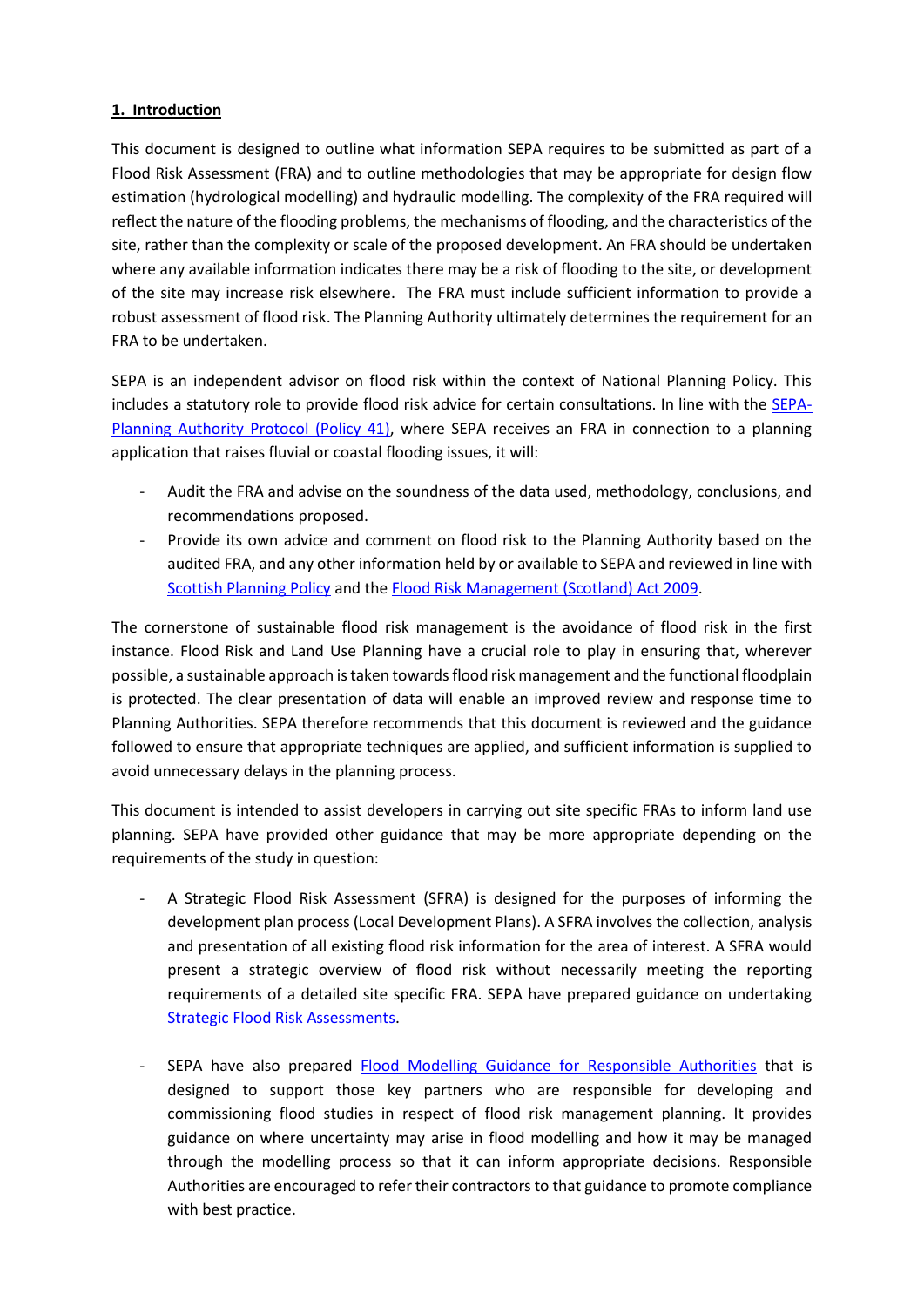## 1. Introduction

This document is designed to outline what information SEPA requires to be submitted as part of a Flood Risk Assessment (FRA) and to outline methodologies that may be appropriate for design flow estimation (hydrological modelling) and hydraulic modelling. The complexity of the FRA required will reflect the nature of the flooding problems, the mechanisms of flooding, and the characteristics of the site, rather than the complexity or scale of the proposed development. An FRA should be undertaken where any available information indicates there may be a risk of flooding to the site, or development of the site may increase risk elsewhere. The FRA must include sufficient information to provide a robust assessment of flood risk. The Planning Authority ultimately determines the requirement for an FRA to be undertaken.

SEPA is an independent advisor on flood risk within the context of National Planning Policy. This includes a statutory role to provide flood risk advice for certain consultations. In line with the SEPA-Planning Authority Protocol (Policy 41), where SEPA receives an FRA in connection to a planning application that raises fluvial or coastal flooding issues, it will:

- Audit the FRA and advise on the soundness of the data used, methodology, conclusions, and recommendations proposed.
- Provide its own advice and comment on flood risk to the Planning Authority based on the audited FRA, and any other information held by or available to SEPA and reviewed in line with Scottish Planning Policy and the Flood Risk Management (Scotland) Act 2009.

The cornerstone of sustainable flood risk management is the avoidance of flood risk in the first instance. Flood Risk and Land Use Planning have a crucial role to play in ensuring that, wherever possible, a sustainable approach is taken towards flood risk management and the functional floodplain is protected. The clear presentation of data will enable an improved review and response time to Planning Authorities. SEPA therefore recommends that this document is reviewed and the guidance followed to ensure that appropriate techniques are applied, and sufficient information is supplied to avoid unnecessary delays in the planning process.

This document is intended to assist developers in carrying out site specific FRAs to inform land use planning. SEPA have provided other guidance that may be more appropriate depending on the requirements of the study in question:

- A Strategic Flood Risk Assessment (SFRA) is designed for the purposes of informing the development plan process (Local Development Plans). A SFRA involves the collection, analysis and presentation of all existing flood risk information for the area of interest. A SFRA would present a strategic overview of flood risk without necessarily meeting the reporting requirements of a detailed site specific FRA. SEPA have prepared guidance on undertaking Strategic Flood Risk Assessments.

- SEPA have also prepared Flood Modelling Guidance for Responsible Authorities that is designed to support those key partners who are responsible for developing and commissioning flood studies in respect of flood risk management planning. It provides guidance on where uncertainty may arise in flood modelling and how it may be managed through the modelling process so that it can inform appropriate decisions. Responsible Authorities are encouraged to refer their contractors to that guidance to promote compliance with best practice.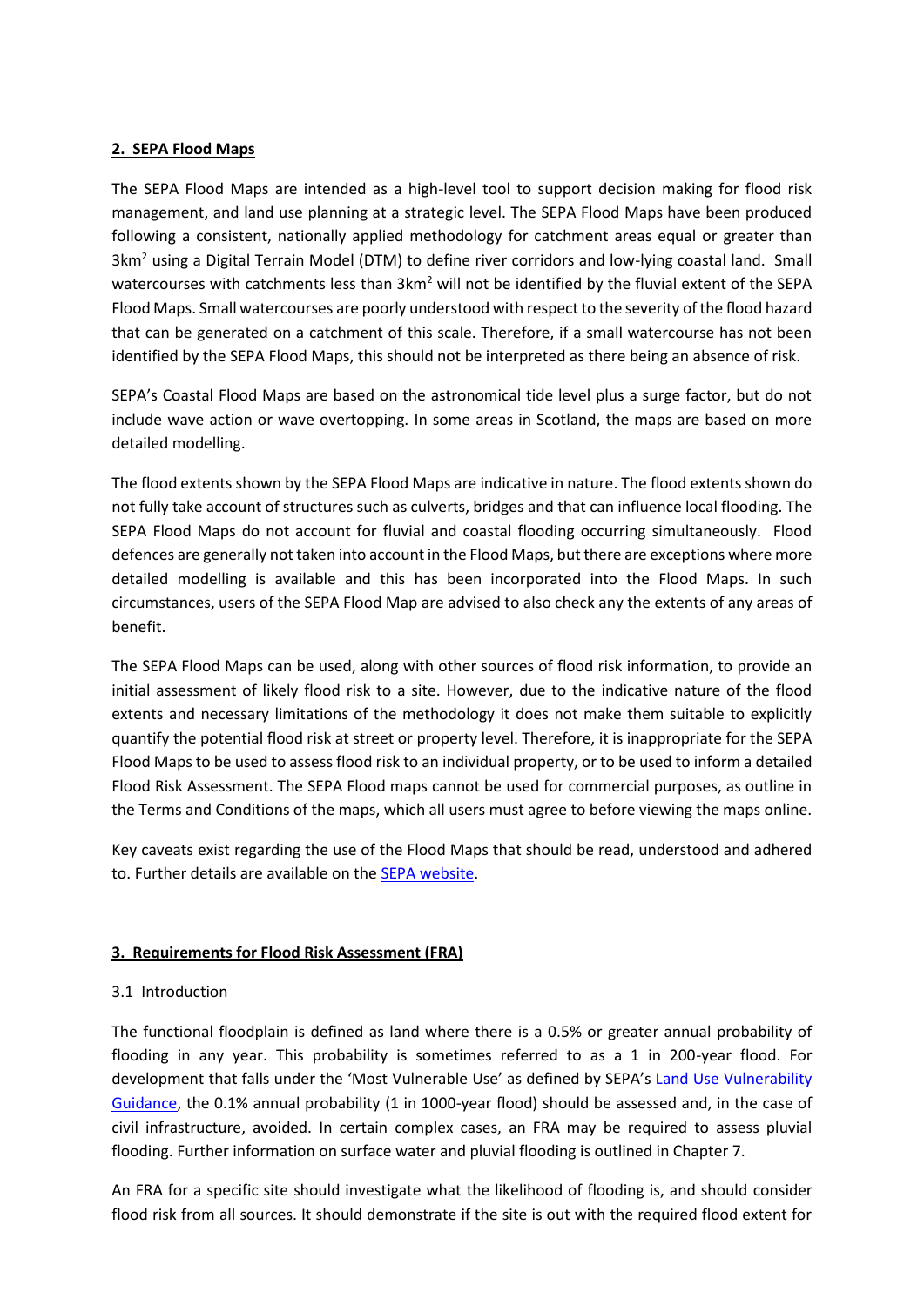## 2. SEPA Flood Maps

The SEPA Flood Maps are intended as a high-level tool to support decision making for flood risk management, and land use planning at a strategic level. The SEPA Flood Maps have been produced following a consistent, nationally applied methodology for catchment areas equal or greater than 3km$^2$ using a Digital Terrain Model (DTM) to define river corridors and low-lying coastal land. Small watercourses with catchments less than 3km$^2$ will not be identified by the fluvial extent of the SEPA Flood Maps. Small watercourses are poorly understood with respect to the severity of the flood hazard that can be generated on a catchment of this scale. Therefore, if a small watercourse has not been identified by the SEPA Flood Maps, this should not be interpreted as there being an absence of risk.

SEPA's Coastal Flood Maps are based on the astronomical tide level plus a surge factor, but do not include wave action or wave overtopping. In some areas in Scotland, the maps are based on more detailed modelling.

The flood extents shown by the SEPA Flood Maps are indicative in nature. The flood extents shown do not fully take account of structures such as culverts, bridges and that can influence local flooding. The SEPA Flood Maps do not account for fluvial and coastal flooding occurring simultaneously. Flood defences are generally not taken into account in the Flood Maps, but there are exceptions where more detailed modelling is available and this has been incorporated into the Flood Maps. In such circumstances, users of the SEPA Flood Map are advised to also check any the extents of any areas of benefit.

The SEPA Flood Maps can be used, along with other sources of flood risk information, to provide an initial assessment of likely flood risk to a site. However, due to the indicative nature of the flood extents and necessary limitations of the methodology it does not make them suitable to explicitly quantify the potential flood risk at street or property level. Therefore, it is inappropriate for the SEPA Flood Maps to be used to assess flood risk to an individual property, or to be used to inform a detailed Flood Risk Assessment. The SEPA Flood maps cannot be used for commercial purposes, as outline in the Terms and Conditions of the maps, which all users must agree to before viewing the maps online.

Key caveats exist regarding the use of the Flood Maps that should be read, understood and adhered to. Further details are available on the SEPA website.

## 3. Requirements for Flood Risk Assessment (FRA)

### 3.1 Introduction

The functional floodplain is defined as land where there is a 0.5% or greater annual probability of flooding in any year. This probability is sometimes referred to as a 1 in 200-year flood. For development that falls under the 'Most Vulnerable Use' as defined by SEPA's Land Use Vulnerability Guidance, the 0.1% annual probability (1 in 1000-year flood) should be assessed and, in the case of civil infrastructure, avoided. In certain complex cases, an FRA may be required to assess pluvial flooding. Further information on surface water and pluvial flooding is outlined in Chapter 7.

An FRA for a specific site should investigate what the likelihood of flooding is, and should consider flood risk from all sources. It should demonstrate if the site is out with the required flood extent for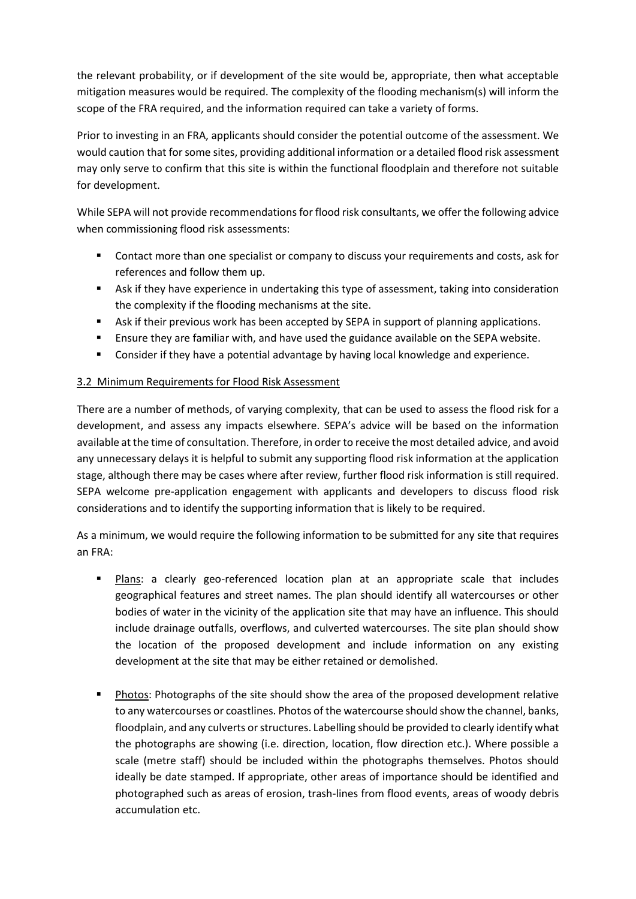the relevant probability, or if development of the site would be, appropriate, then what acceptable mitigation measures would be required. The complexity of the flooding mechanism(s) will inform the scope of the FRA required, and the information required can take a variety of forms.

Prior to investing in an FRA, applicants should consider the potential outcome of the assessment. We would caution that for some sites, providing additional information or a detailed flood risk assessment may only serve to confirm that this site is within the functional floodplain and therefore not suitable for development.

While SEPA will not provide recommendations for flood risk consultants, we offer the following advice when commissioning flood risk assessments:

- Contact more than one specialist or company to discuss your requirements and costs, ask for references and follow them up.
- Ask if they have experience in undertaking this type of assessment, taking into consideration the complexity if the flooding mechanisms at the site.
- Ask if their previous work has been accepted by SEPA in support of planning applications.
- Ensure they are familiar with, and have used the guidance available on the SEPA website.
- Consider if they have a potential advantage by having local knowledge and experience.

### 3.2 Minimum Requirements for Flood Risk Assessment

There are a number of methods, of varying complexity, that can be used to assess the flood risk for a development, and assess any impacts elsewhere. SEPA's advice will be based on the information available at the time of consultation. Therefore, in order to receive the most detailed advice, and avoid any unnecessary delays it is helpful to submit any supporting flood risk information at the application stage, although there may be cases where after review, further flood risk information is still required. SEPA welcome pre-application engagement with applicants and developers to discuss flood risk considerations and to identify the supporting information that is likely to be required.

As a minimum, we would require the following information to be submitted for any site that requires an FRA:

- Plans: a clearly geo-referenced location plan at an appropriate scale that includes geographical features and street names. The plan should identify all watercourses or other bodies of water in the vicinity of the application site that may have an influence. This should include drainage outfalls, overflows, and culverted watercourses. The site plan should show the location of the proposed development and include information on any existing development at the site that may be either retained or demolished.

- Photos: Photographs of the site should show the area of the proposed development relative to any watercourses or coastlines. Photos of the watercourse should show the channel, banks, floodplain, and any culverts or structures. Labelling should be provided to clearly identify what the photographs are showing (i.e. direction, location, flow direction etc.). Where possible a scale (metre staff) should be included within the photographs themselves. Photos should ideally be date stamped. If appropriate, other areas of importance should be identified and photographed such as areas of erosion, trash-lines from flood events, areas of woody debris accumulation etc.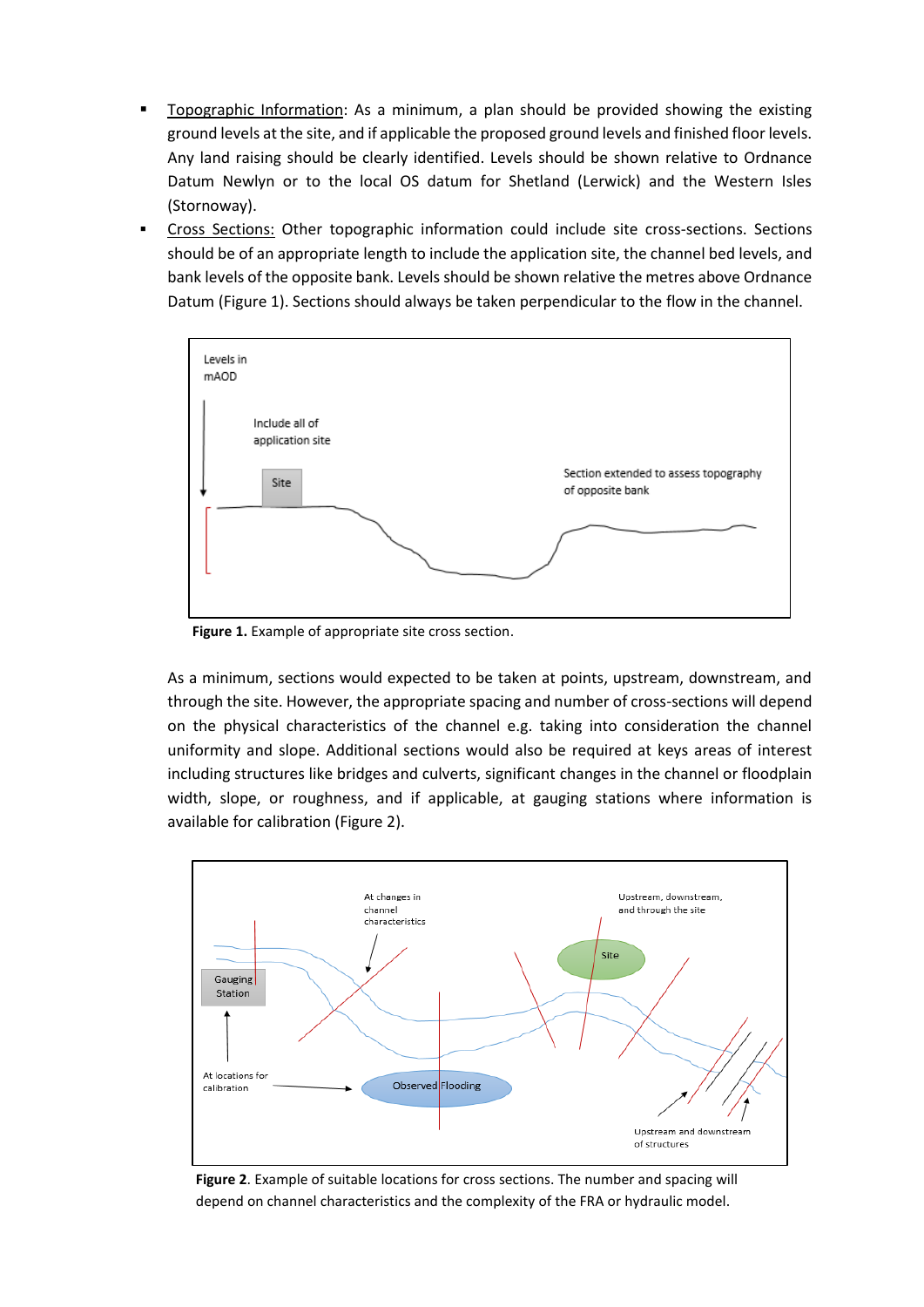- Topographic Information: As a minimum, a plan should be provided showing the existing ground levels at the site, and if applicable the proposed ground levels and finished floor levels. Any land raising should be clearly identified. Levels should be shown relative to Ordnance Datum Newlyn or to the local OS datum for Shetland (Lerwick) and the Western Isles (Stornoway).
- Cross Sections: Other topographic information could include site cross-sections. Sections should be of an appropriate length to include the application site, the channel bed levels, and bank levels of the opposite bank. Levels should be shown relative the metres above Ordnance Datum (Figure 1). Sections should always be taken perpendicular to the flow in the channel.

**Figure 1.** Example of appropriate site cross section.

As a minimum, sections would expected to be taken at points, upstream, downstream, and through the site. However, the appropriate spacing and number of cross-sections will depend on the physical characteristics of the channel e.g. taking into consideration the channel uniformity and slope. Additional sections would also be required at keys areas of interest including structures like bridges and culverts, significant changes in the channel or floodplain width, slope, or roughness, and if applicable, at gauging stations where information is available for calibration (Figure 2).

**Figure 2**. Example of suitable locations for cross sections. The number and spacing will depend on channel characteristics and the complexity of the FRA or hydraulic model.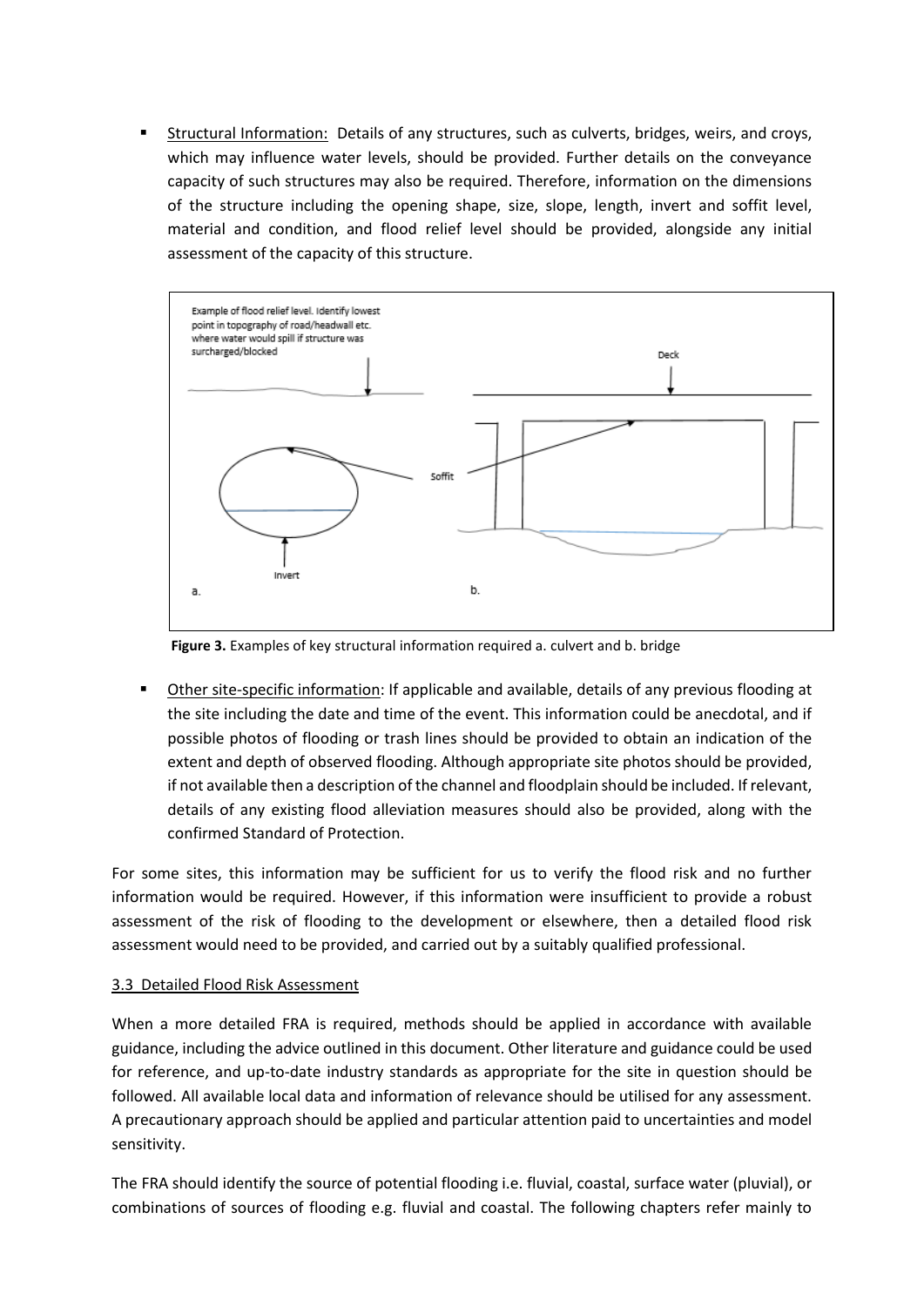- Structural Information: Details of any structures, such as culverts, bridges, weirs, and croys, which may influence water levels, should be provided. Further details on the conveyance capacity of such structures may also be required. Therefore, information on the dimensions of the structure including the opening shape, size, slope, length, invert and soffit level, material and condition, and flood relief level should be provided, alongside any initial assessment of the capacity of this structure.

**Figure 3.** Examples of key structural information required a. culvert and b. bridge

- Other site-specific information: If applicable and available, details of any previous flooding at the site including the date and time of the event. This information could be anecdotal, and if possible photos of flooding or trash lines should be provided to obtain an indication of the extent and depth of observed flooding. Although appropriate site photos should be provided, if not available then a description of the channel and floodplain should be included. If relevant, details of any existing flood alleviation measures should also be provided, along with the confirmed Standard of Protection.

For some sites, this information may be sufficient for us to verify the flood risk and no further information would be required. However, if this information were insufficient to provide a robust assessment of the risk of flooding to the development or elsewhere, then a detailed flood risk assessment would need to be provided, and carried out by a suitably qualified professional.

### 3.3 Detailed Flood Risk Assessment

When a more detailed FRA is required, methods should be applied in accordance with available guidance, including the advice outlined in this document. Other literature and guidance could be used for reference, and up-to-date industry standards as appropriate for the site in question should be followed. All available local data and information of relevance should be utilised for any assessment. A precautionary approach should be applied and particular attention paid to uncertainties and model sensitivity.

The FRA should identify the source of potential flooding i.e. fluvial, coastal, surface water (pluvial), or combinations of sources of flooding e.g. fluvial and coastal. The following chapters refer mainly to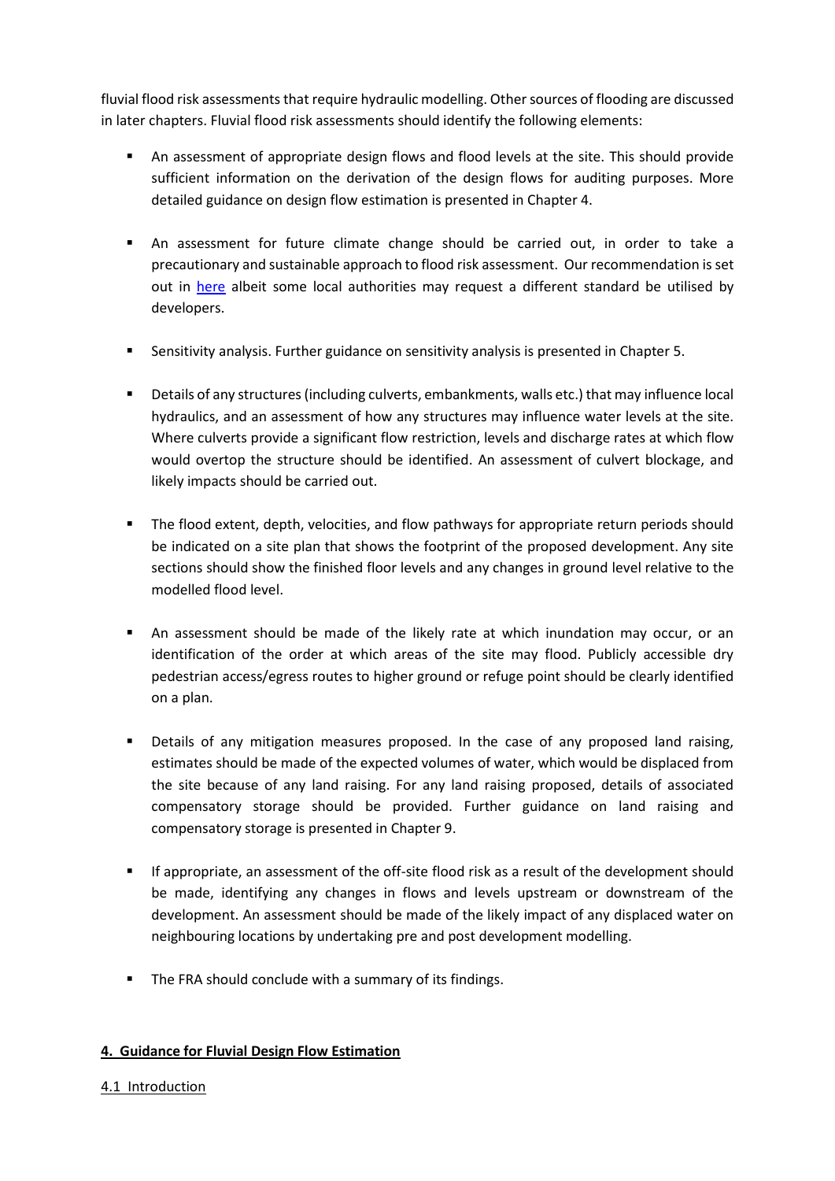fluvial flood risk assessments that require hydraulic modelling. Other sources of flooding are discussed in later chapters. Fluvial flood risk assessments should identify the following elements:

- An assessment of appropriate design flows and flood levels at the site. This should provide sufficient information on the derivation of the design flows for auditing purposes. More detailed guidance on design flow estimation is presented in Chapter 4.

- An assessment for future climate change should be carried out, in order to take a precautionary and sustainable approach to flood risk assessment. Our recommendation is set out in here albeit some local authorities may request a different standard be utilised by developers.

- Sensitivity analysis. Further guidance on sensitivity analysis is presented in Chapter 5.

- Details of any structures (including culverts, embankments, walls etc.) that may influence local hydraulics, and an assessment of how any structures may influence water levels at the site. Where culverts provide a significant flow restriction, levels and discharge rates at which flow would overtop the structure should be identified. An assessment of culvert blockage, and likely impacts should be carried out.

- The flood extent, depth, velocities, and flow pathways for appropriate return periods should be indicated on a site plan that shows the footprint of the proposed development. Any site sections should show the finished floor levels and any changes in ground level relative to the modelled flood level.

- An assessment should be made of the likely rate at which inundation may occur, or an identification of the order at which areas of the site may flood. Publicly accessible dry pedestrian access/egress routes to higher ground or refuge point should be clearly identified on a plan.

- Details of any mitigation measures proposed. In the case of any proposed land raising, estimates should be made of the expected volumes of water, which would be displaced from the site because of any land raising. For any land raising proposed, details of associated compensatory storage should be provided. Further guidance on land raising and compensatory storage is presented in Chapter 9.

- If appropriate, an assessment of the off-site flood risk as a result of the development should be made, identifying any changes in flows and levels upstream or downstream of the development. An assessment should be made of the likely impact of any displaced water on neighbouring locations by undertaking pre and post development modelling.

- The FRA should conclude with a summary of its findings.

## 4. Guidance for Fluvial Design Flow Estimation

### 4.1 Introduction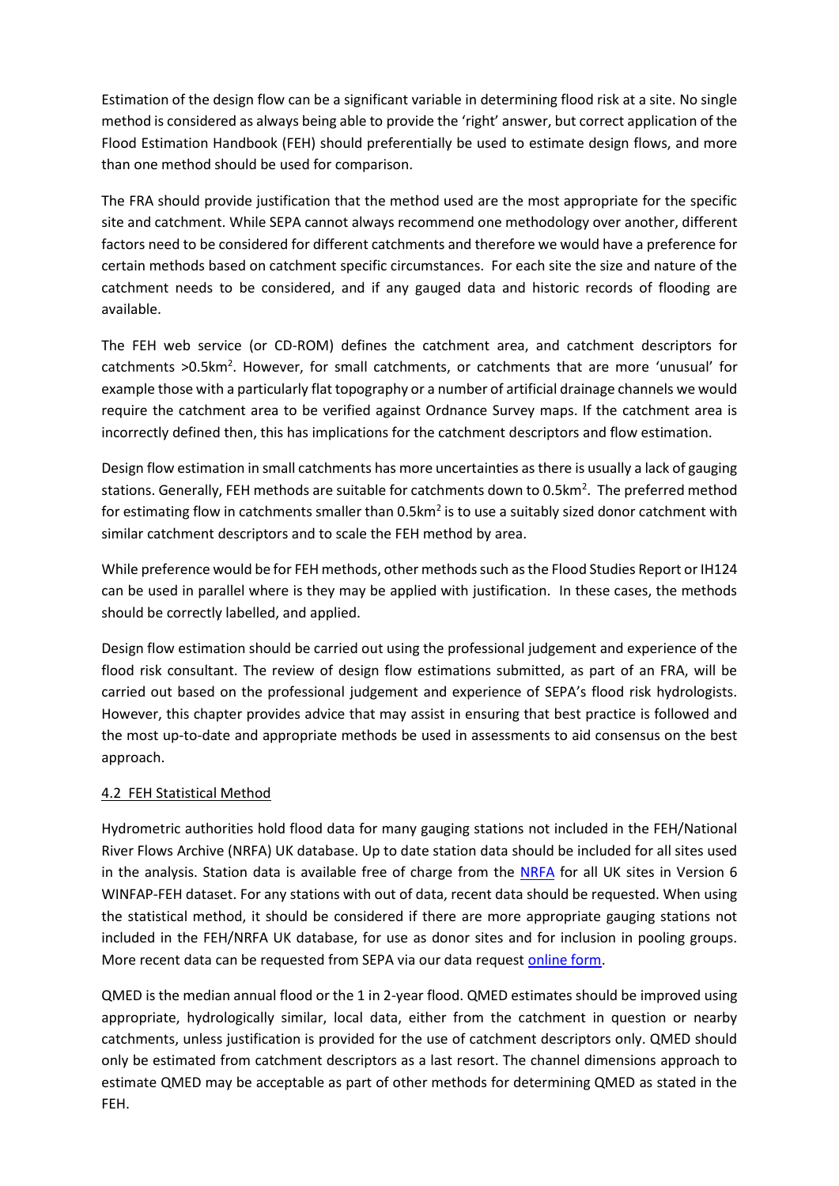Estimation of the design flow can be a significant variable in determining flood risk at a site. No single method is considered as always being able to provide the 'right' answer, but correct application of the Flood Estimation Handbook (FEH) should preferentially be used to estimate design flows, and more than one method should be used for comparison.

The FRA should provide justification that the method used are the most appropriate for the specific site and catchment. While SEPA cannot always recommend one methodology over another, different factors need to be considered for different catchments and therefore we would have a preference for certain methods based on catchment specific circumstances. For each site the size and nature of the catchment needs to be considered, and if any gauged data and historic records of flooding are available.

The FEH web service (or CD-ROM) defines the catchment area, and catchment descriptors for catchments >0.5km$^2$. However, for small catchments, or catchments that are more 'unusual' for example those with a particularly flat topography or a number of artificial drainage channels we would require the catchment area to be verified against Ordnance Survey maps. If the catchment area is incorrectly defined then, this has implications for the catchment descriptors and flow estimation.

Design flow estimation in small catchments has more uncertainties as there is usually a lack of gauging stations. Generally, FEH methods are suitable for catchments down to 0.5km$^2$. The preferred method for estimating flow in catchments smaller than 0.5km$^2$ is to use a suitably sized donor catchment with similar catchment descriptors and to scale the FEH method by area.

While preference would be for FEH methods, other methods such as the Flood Studies Report or IH124 can be used in parallel where is they may be applied with justification. In these cases, the methods should be correctly labelled, and applied.

Design flow estimation should be carried out using the professional judgement and experience of the flood risk consultant. The review of design flow estimations submitted, as part of an FRA, will be carried out based on the professional judgement and experience of SEPA's flood risk hydrologists. However, this chapter provides advice that may assist in ensuring that best practice is followed and the most up-to-date and appropriate methods be used in assessments to aid consensus on the best approach.

## 4.2 FEH Statistical Method

Hydrometric authorities hold flood data for many gauging stations not included in the FEH/National River Flows Archive (NRFA) UK database. Up to date station data should be included for all sites used in the analysis. Station data is available free of charge from the NRFA for all UK sites in Version 6 WINFAP-FEH dataset. For any stations with out of data, recent data should be requested. When using the statistical method, it should be considered if there are more appropriate gauging stations not included in the FEH/NRFA UK database, for use as donor sites and for inclusion in pooling groups. More recent data can be requested from SEPA via our data request online form.

QMED is the median annual flood or the 1 in 2-year flood. QMED estimates should be improved using appropriate, hydrologically similar, local data, either from the catchment in question or nearby catchments, unless justification is provided for the use of catchment descriptors only. QMED should only be estimated from catchment descriptors as a last resort. The channel dimensions approach to estimate QMED may be acceptable as part of other methods for determining QMED as stated in the FEH.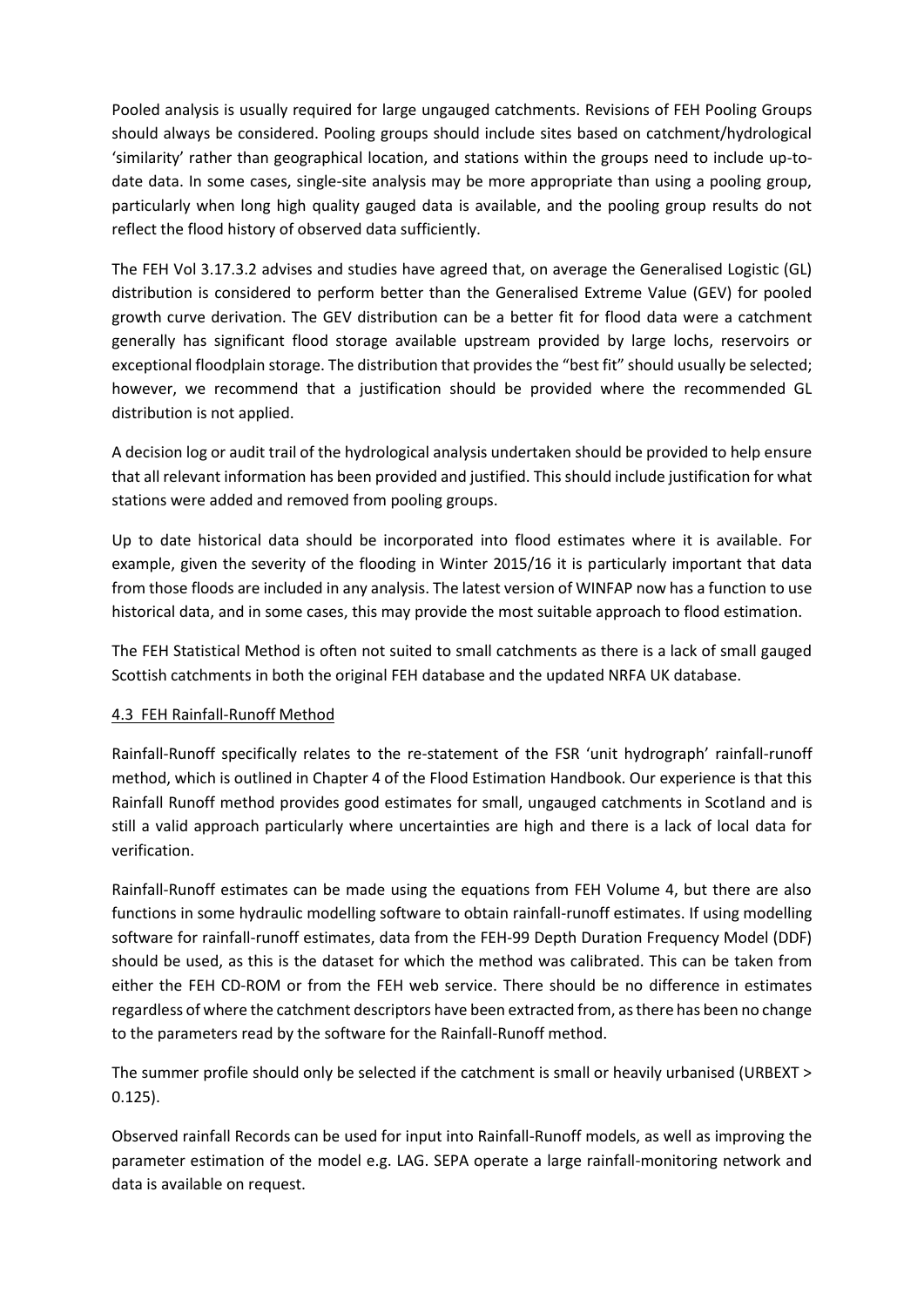Pooled analysis is usually required for large ungauged catchments. Revisions of FEH Pooling Groups should always be considered. Pooling groups should include sites based on catchment/hydrological 'similarity' rather than geographical location, and stations within the groups need to include up-to-date data. In some cases, single-site analysis may be more appropriate than using a pooling group, particularly when long high quality gauged data is available, and the pooling group results do not reflect the flood history of observed data sufficiently.

The FEH Vol 3.17.3.2 advises and studies have agreed that, on average the Generalised Logistic (GL) distribution is considered to perform better than the Generalised Extreme Value (GEV) for pooled growth curve derivation. The GEV distribution can be a better fit for flood data were a catchment generally has significant flood storage available upstream provided by large lochs, reservoirs or exceptional floodplain storage. The distribution that provides the "best fit" should usually be selected; however, we recommend that a justification should be provided where the recommended GL distribution is not applied.

A decision log or audit trail of the hydrological analysis undertaken should be provided to help ensure that all relevant information has been provided and justified. This should include justification for what stations were added and removed from pooling groups.

Up to date historical data should be incorporated into flood estimates where it is available. For example, given the severity of the flooding in Winter 2015/16 it is particularly important that data from those floods are included in any analysis. The latest version of WINFAP now has a function to use historical data, and in some cases, this may provide the most suitable approach to flood estimation.

The FEH Statistical Method is often not suited to small catchments as there is a lack of small gauged Scottish catchments in both the original FEH database and the updated NRFA UK database.

### 4.3 FEH Rainfall-Runoff Method

Rainfall-Runoff specifically relates to the re-statement of the FSR 'unit hydrograph' rainfall-runoff method, which is outlined in Chapter 4 of the Flood Estimation Handbook. Our experience is that this Rainfall Runoff method provides good estimates for small, ungauged catchments in Scotland and is still a valid approach particularly where uncertainties are high and there is a lack of local data for verification.

Rainfall-Runoff estimates can be made using the equations from FEH Volume 4, but there are also functions in some hydraulic modelling software to obtain rainfall-runoff estimates. If using modelling software for rainfall-runoff estimates, data from the FEH-99 Depth Duration Frequency Model (DDF) should be used, as this is the dataset for which the method was calibrated. This can be taken from either the FEH CD-ROM or from the FEH web service. There should be no difference in estimates regardless of where the catchment descriptors have been extracted from, as there has been no change to the parameters read by the software for the Rainfall-Runoff method.

The summer profile should only be selected if the catchment is small or heavily urbanised (URBEXT > 0.125).

Observed rainfall Records can be used for input into Rainfall-Runoff models, as well as improving the parameter estimation of the model e.g. LAG. SEPA operate a large rainfall-monitoring network and data is available on request.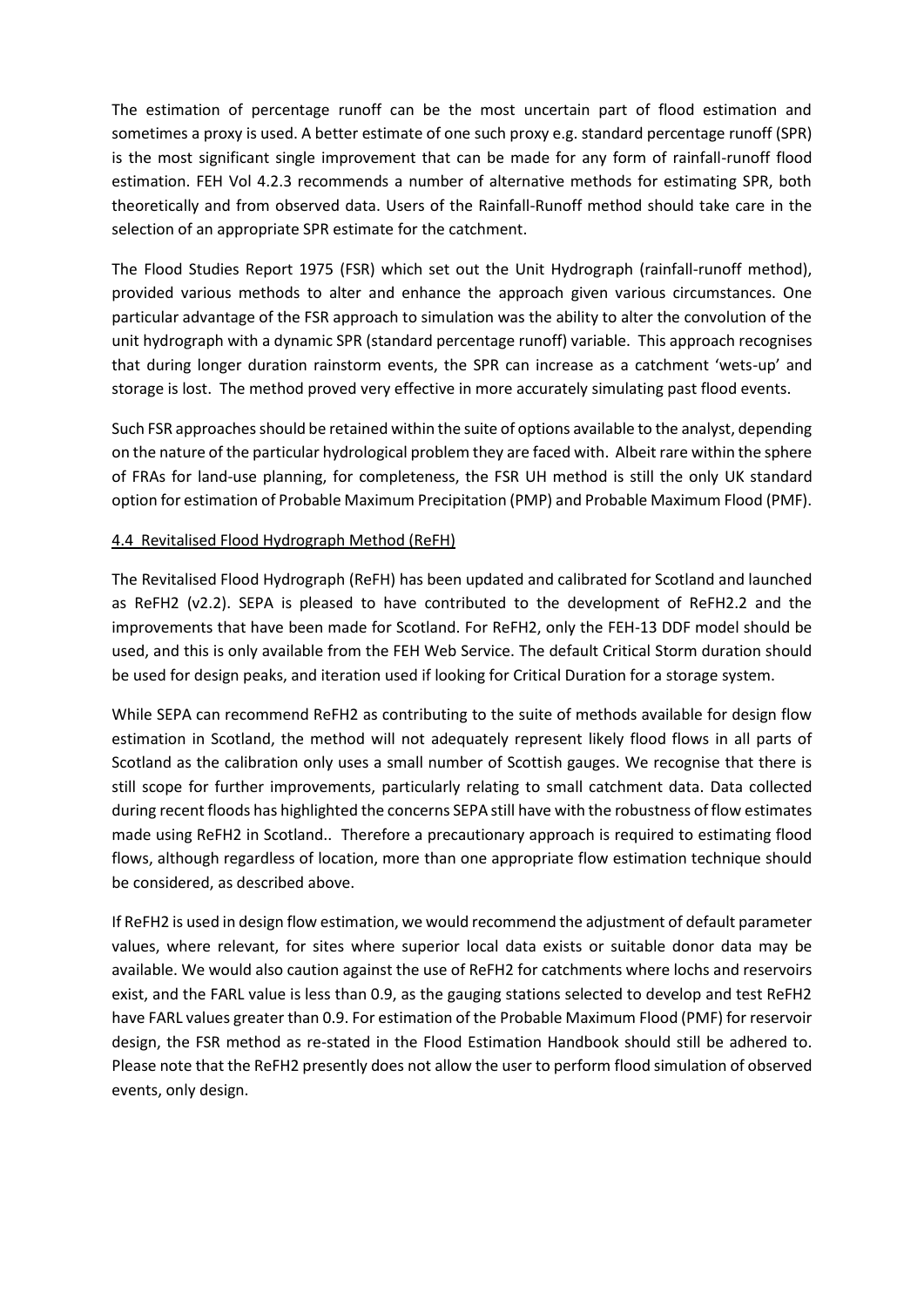The estimation of percentage runoff can be the most uncertain part of flood estimation and sometimes a proxy is used. A better estimate of one such proxy e.g. standard percentage runoff (SPR) is the most significant single improvement that can be made for any form of rainfall-runoff flood estimation. FEH Vol 4.2.3 recommends a number of alternative methods for estimating SPR, both theoretically and from observed data. Users of the Rainfall-Runoff method should take care in the selection of an appropriate SPR estimate for the catchment.

The Flood Studies Report 1975 (FSR) which set out the Unit Hydrograph (rainfall-runoff method), provided various methods to alter and enhance the approach given various circumstances. One particular advantage of the FSR approach to simulation was the ability to alter the convolution of the unit hydrograph with a dynamic SPR (standard percentage runoff) variable. This approach recognises that during longer duration rainstorm events, the SPR can increase as a catchment 'wets-up' and storage is lost. The method proved very effective in more accurately simulating past flood events.

Such FSR approaches should be retained within the suite of options available to the analyst, depending on the nature of the particular hydrological problem they are faced with. Albeit rare within the sphere of FRAs for land-use planning, for completeness, the FSR UH method is still the only UK standard option for estimation of Probable Maximum Precipitation (PMP) and Probable Maximum Flood (PMF).

## 4.4 Revitalised Flood Hydrograph Method (ReFH)

The Revitalised Flood Hydrograph (ReFH) has been updated and calibrated for Scotland and launched as ReFH2 (v2.2). SEPA is pleased to have contributed to the development of ReFH2.2 and the improvements that have been made for Scotland. For ReFH2, only the FEH-13 DDF model should be used, and this is only available from the FEH Web Service. The default Critical Storm duration should be used for design peaks, and iteration used if looking for Critical Duration for a storage system.

While SEPA can recommend ReFH2 as contributing to the suite of methods available for design flow estimation in Scotland, the method will not adequately represent likely flood flows in all parts of Scotland as the calibration only uses a small number of Scottish gauges. We recognise that there is still scope for further improvements, particularly relating to small catchment data. Data collected during recent floods has highlighted the concerns SEPA still have with the robustness of flow estimates made using ReFH2 in Scotland.. Therefore a precautionary approach is required to estimating flood flows, although regardless of location, more than one appropriate flow estimation technique should be considered, as described above.

If ReFH2 is used in design flow estimation, we would recommend the adjustment of default parameter values, where relevant, for sites where superior local data exists or suitable donor data may be available. We would also caution against the use of ReFH2 for catchments where lochs and reservoirs exist, and the FARL value is less than 0.9, as the gauging stations selected to develop and test ReFH2 have FARL values greater than 0.9. For estimation of the Probable Maximum Flood (PMF) for reservoir design, the FSR method as re-stated in the Flood Estimation Handbook should still be adhered to. Please note that the ReFH2 presently does not allow the user to perform flood simulation of observed events, only design.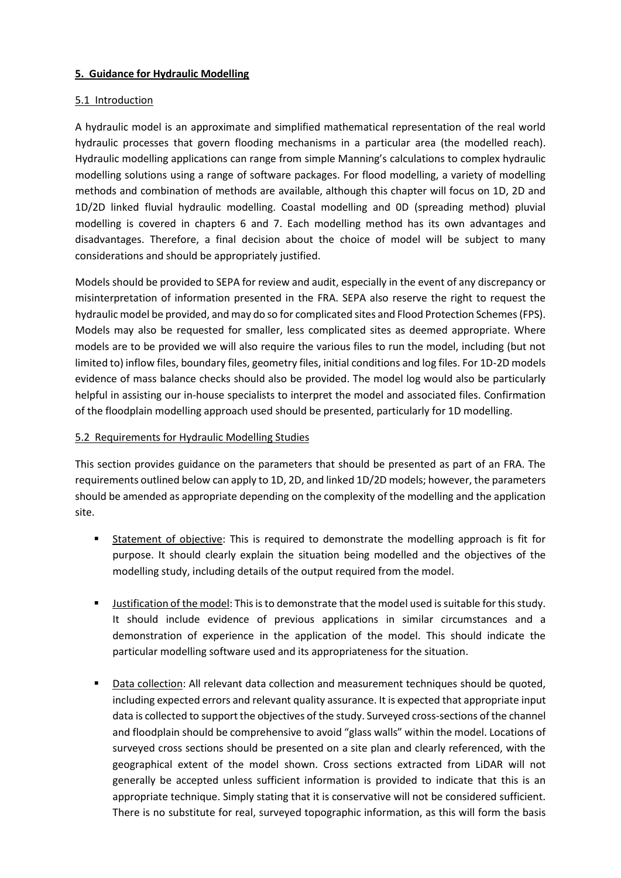## **5. Guidance for Hydraulic Modelling**

### 5.1 Introduction

A hydraulic model is an approximate and simplified mathematical representation of the real world hydraulic processes that govern flooding mechanisms in a particular area (the modelled reach). Hydraulic modelling applications can range from simple Manning's calculations to complex hydraulic modelling solutions using a range of software packages. For flood modelling, a variety of modelling methods and combination of methods are available, although this chapter will focus on 1D, 2D and 1D/2D linked fluvial hydraulic modelling. Coastal modelling and 0D (spreading method) pluvial modelling is covered in chapters 6 and 7. Each modelling method has its own advantages and disadvantages. Therefore, a final decision about the choice of model will be subject to many considerations and should be appropriately justified.

Models should be provided to SEPA for review and audit, especially in the event of any discrepancy or misinterpretation of information presented in the FRA. SEPA also reserve the right to request the hydraulic model be provided, and may do so for complicated sites and Flood Protection Schemes (FPS). Models may also be requested for smaller, less complicated sites as deemed appropriate. Where models are to be provided we will also require the various files to run the model, including (but not limited to) inflow files, boundary files, geometry files, initial conditions and log files. For 1D-2D models evidence of mass balance checks should also be provided. The model log would also be particularly helpful in assisting our in-house specialists to interpret the model and associated files. Confirmation of the floodplain modelling approach used should be presented, particularly for 1D modelling.

### 5.2 Requirements for Hydraulic Modelling Studies

This section provides guidance on the parameters that should be presented as part of an FRA. The requirements outlined below can apply to 1D, 2D, and linked 1D/2D models; however, the parameters should be amended as appropriate depending on the complexity of the modelling and the application site.

- Statement of objective: This is required to demonstrate the modelling approach is fit for purpose. It should clearly explain the situation being modelled and the objectives of the modelling study, including details of the output required from the model.
- Justification of the model: This is to demonstrate that the model used is suitable for this study. It should include evidence of previous applications in similar circumstances and a demonstration of experience in the application of the model. This should indicate the particular modelling software used and its appropriateness for the situation.
- Data collection: All relevant data collection and measurement techniques should be quoted, including expected errors and relevant quality assurance. It is expected that appropriate input data is collected to support the objectives of the study. Surveyed cross-sections of the channel and floodplain should be comprehensive to avoid "glass walls" within the model. Locations of surveyed cross sections should be presented on a site plan and clearly referenced, with the geographical extent of the model shown. Cross sections extracted from LiDAR will not generally be accepted unless sufficient information is provided to indicate that this is an appropriate technique. Simply stating that it is conservative will not be considered sufficient. There is no substitute for real, surveyed topographic information, as this will form the basis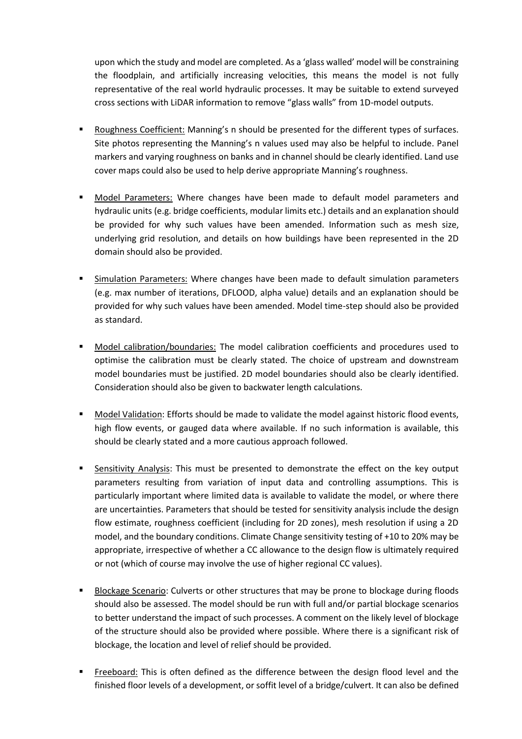upon which the study and model are completed. As a 'glass walled' model will be constraining the floodplain, and artificially increasing velocities, this means the model is not fully representative of the real world hydraulic processes. It may be suitable to extend surveyed cross sections with LiDAR information to remove "glass walls" from 1D-model outputs.

- Roughness Coefficient: Manning's n should be presented for the different types of surfaces. Site photos representing the Manning's n values used may also be helpful to include. Panel markers and varying roughness on banks and in channel should be clearly identified. Land use cover maps could also be used to help derive appropriate Manning's roughness.

- Model Parameters: Where changes have been made to default model parameters and hydraulic units (e.g. bridge coefficients, modular limits etc.) details and an explanation should be provided for why such values have been amended. Information such as mesh size, underlying grid resolution, and details on how buildings have been represented in the 2D domain should also be provided.

- Simulation Parameters: Where changes have been made to default simulation parameters (e.g. max number of iterations, DFLOOD, alpha value) details and an explanation should be provided for why such values have been amended. Model time-step should also be provided as standard.

- Model calibration/boundaries: The model calibration coefficients and procedures used to optimise the calibration must be clearly stated. The choice of upstream and downstream model boundaries must be justified. 2D model boundaries should also be clearly identified. Consideration should also be given to backwater length calculations.

- Model Validation: Efforts should be made to validate the model against historic flood events, high flow events, or gauged data where available. If no such information is available, this should be clearly stated and a more cautious approach followed.

- Sensitivity Analysis: This must be presented to demonstrate the effect on the key output parameters resulting from variation of input data and controlling assumptions. This is particularly important where limited data is available to validate the model, or where there are uncertainties. Parameters that should be tested for sensitivity analysis include the design flow estimate, roughness coefficient (including for 2D zones), mesh resolution if using a 2D model, and the boundary conditions. Climate Change sensitivity testing of +10 to 20% may be appropriate, irrespective of whether a CC allowance to the design flow is ultimately required or not (which of course may involve the use of higher regional CC values).

- Blockage Scenario: Culverts or other structures that may be prone to blockage during floods should also be assessed. The model should be run with full and/or partial blockage scenarios to better understand the impact of such processes. A comment on the likely level of blockage of the structure should also be provided where possible. Where there is a significant risk of blockage, the location and level of relief should be provided.

- Freeboard: This is often defined as the difference between the design flood level and the finished floor levels of a development, or soffit level of a bridge/culvert. It can also be defined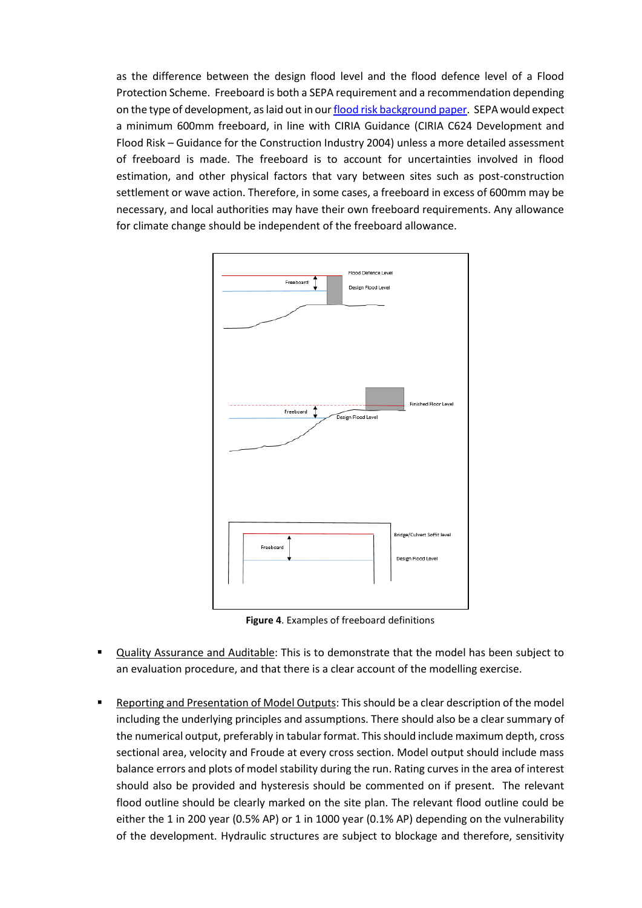as the difference between the design flood level and the flood defence level of a Flood Protection Scheme. Freeboard is both a SEPA requirement and a recommendation depending on the type of development, as laid out in our flood risk background paper. SEPA would expect a minimum 600mm freeboard, in line with CIRIA Guidance (CIRIA C624 Development and Flood Risk – Guidance for the Construction Industry 2004) unless a more detailed assessment of freeboard is made. The freeboard is to account for uncertainties involved in flood estimation, and other physical factors that vary between sites such as post-construction settlement or wave action. Therefore, in some cases, a freeboard in excess of 600mm may be necessary, and local authorities may have their own freeboard requirements. Any allowance for climate change should be independent of the freeboard allowance.

**Figure 4**. Examples of freeboard definitions

- Quality Assurance and Auditable: This is to demonstrate that the model has been subject to an evaluation procedure, and that there is a clear account of the modelling exercise.

- Reporting and Presentation of Model Outputs: This should be a clear description of the model including the underlying principles and assumptions. There should also be a clear summary of the numerical output, preferably in tabular format. This should include maximum depth, cross sectional area, velocity and Froude at every cross section. Model output should include mass balance errors and plots of model stability during the run. Rating curves in the area of interest should also be provided and hysteresis should be commented on if present. The relevant flood outline should be clearly marked on the site plan. The relevant flood outline could be either the 1 in 200 year (0.5% AP) or 1 in 1000 year (0.1% AP) depending on the vulnerability of the development. Hydraulic structures are subject to blockage and therefore, sensitivity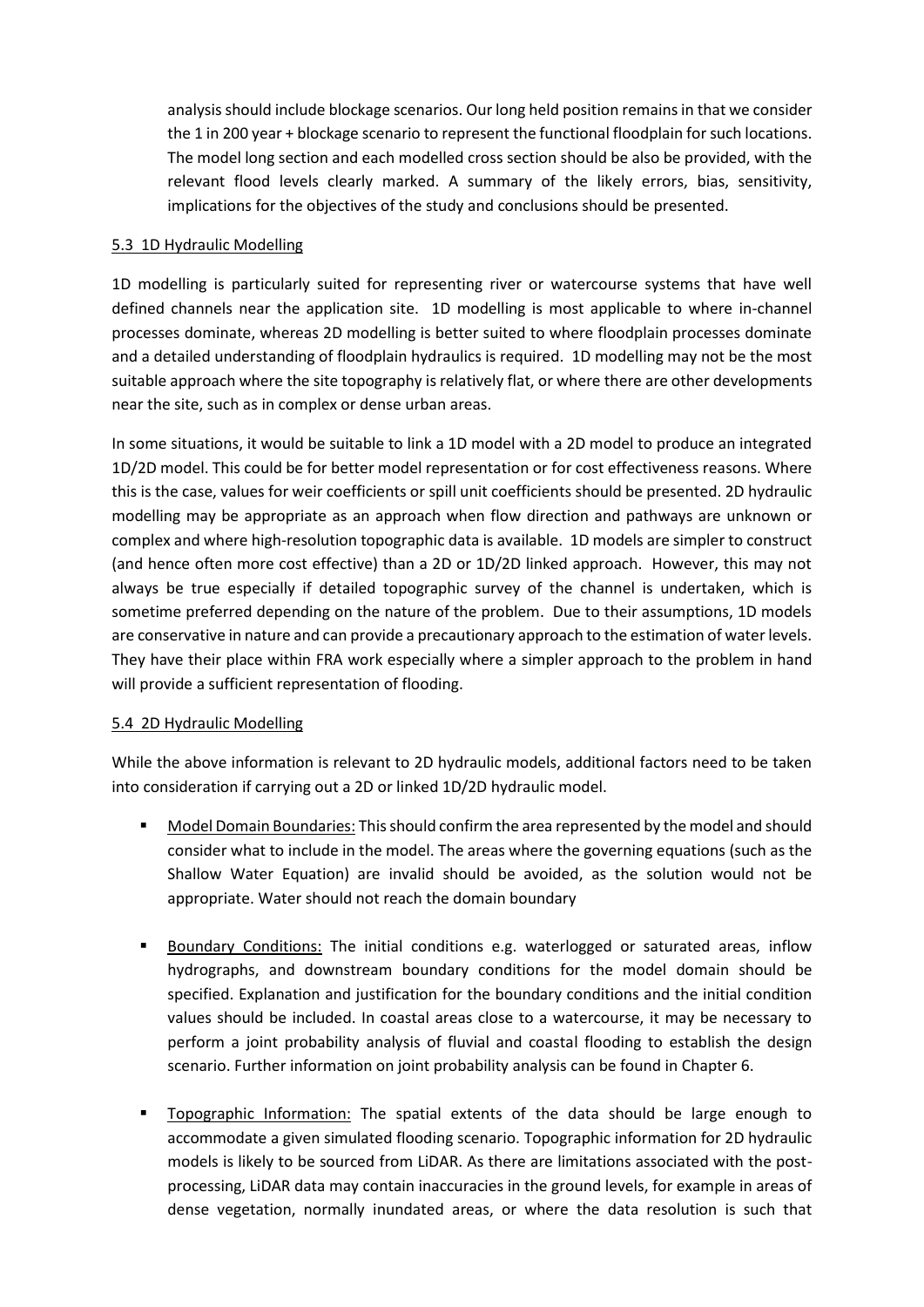analysis should include blockage scenarios. Our long held position remains in that we consider the 1 in 200 year + blockage scenario to represent the functional floodplain for such locations. The model long section and each modelled cross section should be also be provided, with the relevant flood levels clearly marked. A summary of the likely errors, bias, sensitivity, implications for the objectives of the study and conclusions should be presented.

## 5.3 1D Hydraulic Modelling

1D modelling is particularly suited for representing river or watercourse systems that have well defined channels near the application site. 1D modelling is most applicable to where in-channel processes dominate, whereas 2D modelling is better suited to where floodplain processes dominate and a detailed understanding of floodplain hydraulics is required. 1D modelling may not be the most suitable approach where the site topography is relatively flat, or where there are other developments near the site, such as in complex or dense urban areas.

In some situations, it would be suitable to link a 1D model with a 2D model to produce an integrated 1D/2D model. This could be for better model representation or for cost effectiveness reasons. Where this is the case, values for weir coefficients or spill unit coefficients should be presented. 2D hydraulic modelling may be appropriate as an approach when flow direction and pathways are unknown or complex and where high-resolution topographic data is available. 1D models are simpler to construct (and hence often more cost effective) than a 2D or 1D/2D linked approach. However, this may not always be true especially if detailed topographic survey of the channel is undertaken, which is sometime preferred depending on the nature of the problem. Due to their assumptions, 1D models are conservative in nature and can provide a precautionary approach to the estimation of water levels. They have their place within FRA work especially where a simpler approach to the problem in hand will provide a sufficient representation of flooding.

## 5.4 2D Hydraulic Modelling

While the above information is relevant to 2D hydraulic models, additional factors need to be taken into consideration if carrying out a 2D or linked 1D/2D hydraulic model.

- Model Domain Boundaries: This should confirm the area represented by the model and should consider what to include in the model. The areas where the governing equations (such as the Shallow Water Equation) are invalid should be avoided, as the solution would not be appropriate. Water should not reach the domain boundary

- Boundary Conditions: The initial conditions e.g. waterlogged or saturated areas, inflow hydrographs, and downstream boundary conditions for the model domain should be specified. Explanation and justification for the boundary conditions and the initial condition values should be included. In coastal areas close to a watercourse, it may be necessary to perform a joint probability analysis of fluvial and coastal flooding to establish the design scenario. Further information on joint probability analysis can be found in Chapter 6.

- Topographic Information: The spatial extents of the data should be large enough to accommodate a given simulated flooding scenario. Topographic information for 2D hydraulic models is likely to be sourced from LiDAR. As there are limitations associated with the post-processing, LiDAR data may contain inaccuracies in the ground levels, for example in areas of dense vegetation, normally inundated areas, or where the data resolution is such that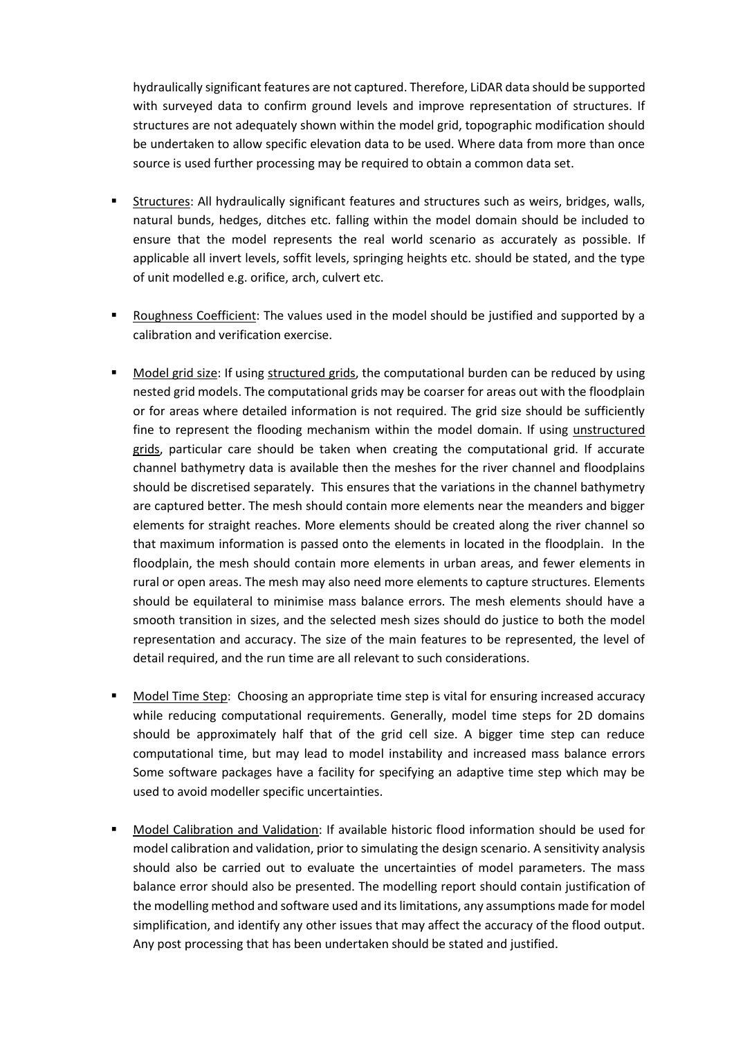hydraulically significant features are not captured. Therefore, LiDAR data should be supported with surveyed data to confirm ground levels and improve representation of structures. If structures are not adequately shown within the model grid, topographic modification should be undertaken to allow specific elevation data to be used. Where data from more than once source is used further processing may be required to obtain a common data set.

- <u>Structures</u>: All hydraulically significant features and structures such as weirs, bridges, walls, natural bunds, hedges, ditches etc. falling within the model domain should be included to ensure that the model represents the real world scenario as accurately as possible. If applicable all invert levels, soffit levels, springing heights etc. should be stated, and the type of unit modelled e.g. orifice, arch, culvert etc.

- <u>Roughness Coefficient</u>: The values used in the model should be justified and supported by a calibration and verification exercise.

- <u>Model grid size</u>: If using <u>structured grids</u>, the computational burden can be reduced by using nested grid models. The computational grids may be coarser for areas out with the floodplain or for areas where detailed information is not required. The grid size should be sufficiently fine to represent the flooding mechanism within the model domain. If using <u>unstructured grids</u>, particular care should be taken when creating the computational grid. If accurate channel bathymetry data is available then the meshes for the river channel and floodplains should be discretised separately. This ensures that the variations in the channel bathymetry are captured better. The mesh should contain more elements near the meanders and bigger elements for straight reaches. More elements should be created along the river channel so that maximum information is passed onto the elements in located in the floodplain. In the floodplain, the mesh should contain more elements in urban areas, and fewer elements in rural or open areas. The mesh may also need more elements to capture structures. Elements should be equilateral to minimise mass balance errors. The mesh elements should have a smooth transition in sizes, and the selected mesh sizes should do justice to both the model representation and accuracy. The size of the main features to be represented, the level of detail required, and the run time are all relevant to such considerations.

- <u>Model Time Step</u>: Choosing an appropriate time step is vital for ensuring increased accuracy while reducing computational requirements. Generally, model time steps for 2D domains should be approximately half that of the grid cell size. A bigger time step can reduce computational time, but may lead to model instability and increased mass balance errors Some software packages have a facility for specifying an adaptive time step which may be used to avoid modeller specific uncertainties.

- <u>Model Calibration and Validation</u>: If available historic flood information should be used for model calibration and validation, prior to simulating the design scenario. A sensitivity analysis should also be carried out to evaluate the uncertainties of model parameters. The mass balance error should also be presented. The modelling report should contain justification of the modelling method and software used and its limitations, any assumptions made for model simplification, and identify any other issues that may affect the accuracy of the flood output. Any post processing that has been undertaken should be stated and justified.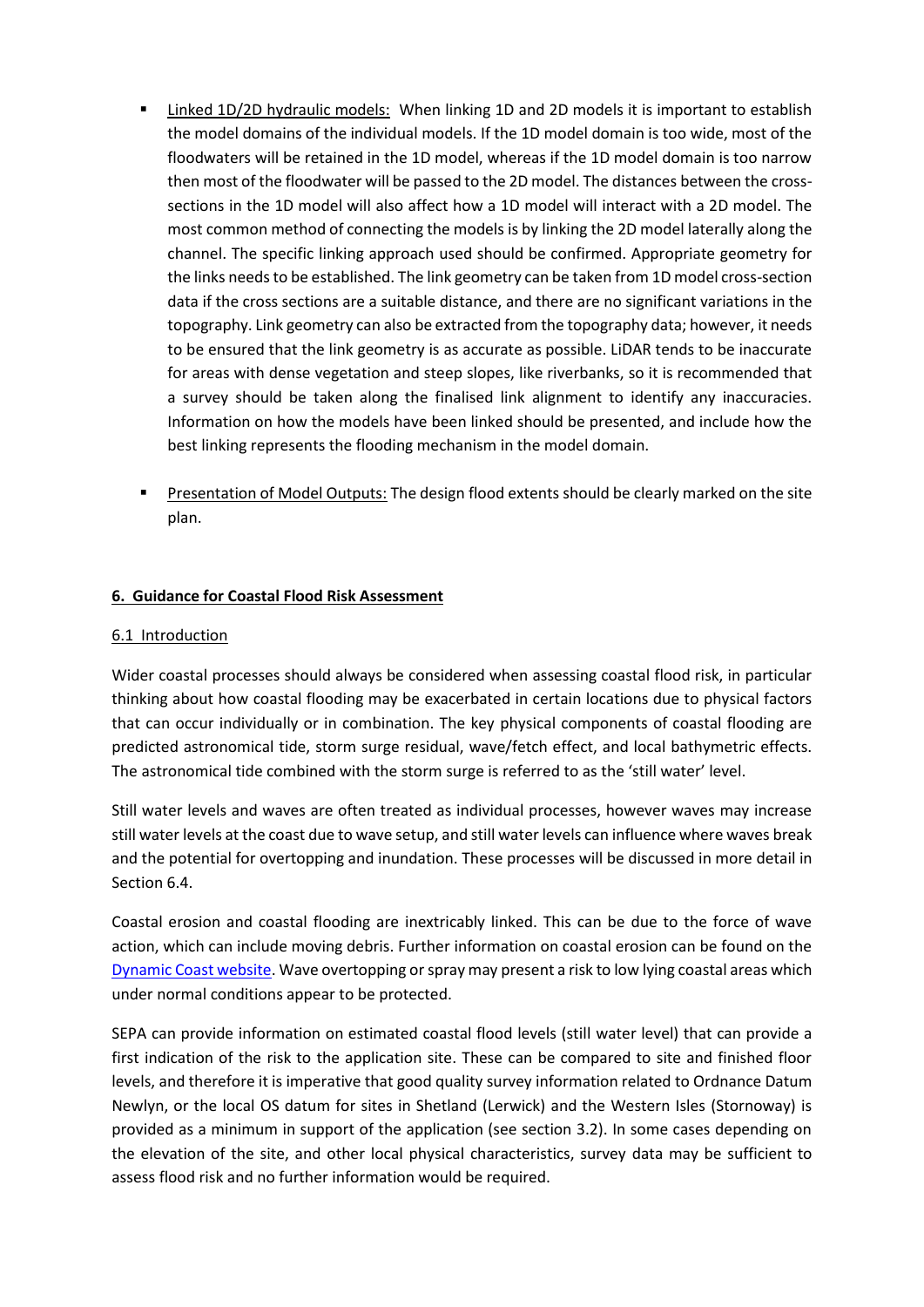- <u>Linked 1D/2D hydraulic models:</u> When linking 1D and 2D models it is important to establish the model domains of the individual models. If the 1D model domain is too wide, most of the floodwaters will be retained in the 1D model, whereas if the 1D model domain is too narrow then most of the floodwater will be passed to the 2D model. The distances between the cross-sections in the 1D model will also affect how a 1D model will interact with a 2D model. The most common method of connecting the models is by linking the 2D model laterally along the channel. The specific linking approach used should be confirmed. Appropriate geometry for the links needs to be established. The link geometry can be taken from 1D model cross-section data if the cross sections are a suitable distance, and there are no significant variations in the topography. Link geometry can also be extracted from the topography data; however, it needs to be ensured that the link geometry is as accurate as possible. LiDAR tends to be inaccurate for areas with dense vegetation and steep slopes, like riverbanks, so it is recommended that a survey should be taken along the finalised link alignment to identify any inaccuracies. Information on how the models have been linked should be presented, and include how the best linking represents the flooding mechanism in the model domain.

- <u>Presentation of Model Outputs:</u> The design flood extents should be clearly marked on the site plan.

## 6. Guidance for Coastal Flood Risk Assessment

### 6.1 Introduction

Wider coastal processes should always be considered when assessing coastal flood risk, in particular thinking about how coastal flooding may be exacerbated in certain locations due to physical factors that can occur individually or in combination. The key physical components of coastal flooding are predicted astronomical tide, storm surge residual, wave/fetch effect, and local bathymetric effects. The astronomical tide combined with the storm surge is referred to as the 'still water' level.

Still water levels and waves are often treated as individual processes, however waves may increase still water levels at the coast due to wave setup, and still water levels can influence where waves break and the potential for overtopping and inundation. These processes will be discussed in more detail in Section 6.4.

Coastal erosion and coastal flooding are inextricably linked. This can be due to the force of wave action, which can include moving debris. Further information on coastal erosion can be found on the Dynamic Coast website. Wave overtopping or spray may present a risk to low lying coastal areas which under normal conditions appear to be protected.

SEPA can provide information on estimated coastal flood levels (still water level) that can provide a first indication of the risk to the application site. These can be compared to site and finished floor levels, and therefore it is imperative that good quality survey information related to Ordnance Datum Newlyn, or the local OS datum for sites in Shetland (Lerwick) and the Western Isles (Stornoway) is provided as a minimum in support of the application (see section 3.2). In some cases depending on the elevation of the site, and other local physical characteristics, survey data may be sufficient to assess flood risk and no further information would be required.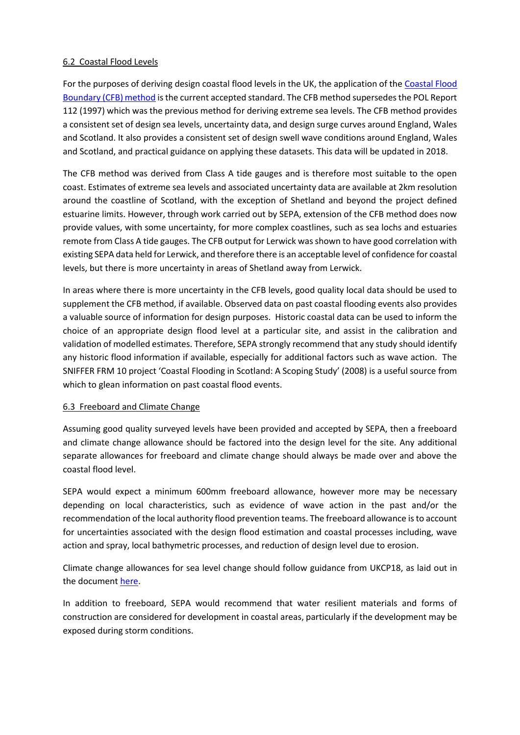## 6.2 Coastal Flood Levels

For the purposes of deriving design coastal flood levels in the UK, the application of the Coastal Flood Boundary (CFB) method is the current accepted standard. The CFB method supersedes the POL Report 112 (1997) which was the previous method for deriving extreme sea levels. The CFB method provides a consistent set of design sea levels, uncertainty data, and design surge curves around England, Wales and Scotland. It also provides a consistent set of design swell wave conditions around England, Wales and Scotland, and practical guidance on applying these datasets. This data will be updated in 2018.

The CFB method was derived from Class A tide gauges and is therefore most suitable to the open coast. Estimates of extreme sea levels and associated uncertainty data are available at 2km resolution around the coastline of Scotland, with the exception of Shetland and beyond the project defined estuarine limits. However, through work carried out by SEPA, extension of the CFB method does now provide values, with some uncertainty, for more complex coastlines, such as sea lochs and estuaries remote from Class A tide gauges. The CFB output for Lerwick was shown to have good correlation with existing SEPA data held for Lerwick, and therefore there is an acceptable level of confidence for coastal levels, but there is more uncertainty in areas of Shetland away from Lerwick.

In areas where there is more uncertainty in the CFB levels, good quality local data should be used to supplement the CFB method, if available. Observed data on past coastal flooding events also provides a valuable source of information for design purposes. Historic coastal data can be used to inform the choice of an appropriate design flood level at a particular site, and assist in the calibration and validation of modelled estimates. Therefore, SEPA strongly recommend that any study should identify any historic flood information if available, especially for additional factors such as wave action. The SNIFFER FRM 10 project 'Coastal Flooding in Scotland: A Scoping Study' (2008) is a useful source from which to glean information on past coastal flood events.

## 6.3 Freeboard and Climate Change

Assuming good quality surveyed levels have been provided and accepted by SEPA, then a freeboard and climate change allowance should be factored into the design level for the site. Any additional separate allowances for freeboard and climate change should always be made over and above the coastal flood level.

SEPA would expect a minimum 600mm freeboard allowance, however more may be necessary depending on local characteristics, such as evidence of wave action in the past and/or the recommendation of the local authority flood prevention teams. The freeboard allowance is to account for uncertainties associated with the design flood estimation and coastal processes including, wave action and spray, local bathymetric processes, and reduction of design level due to erosion.

Climate change allowances for sea level change should follow guidance from UKCP18, as laid out in the document here.

In addition to freeboard, SEPA would recommend that water resilient materials and forms of construction are considered for development in coastal areas, particularly if the development may be exposed during storm conditions.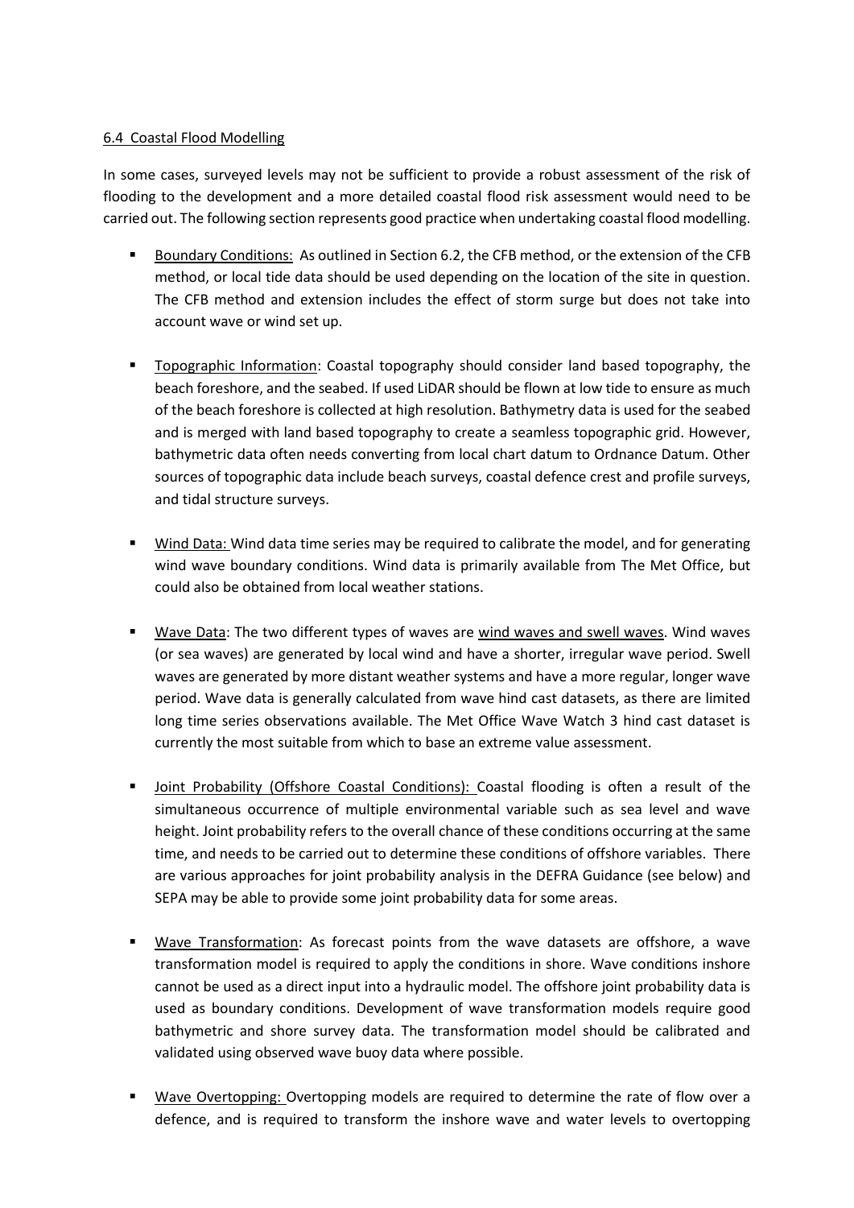6.4 Coastal Flood Modelling

In some cases, surveyed levels may not be sufficient to provide a robust assessment of the risk of flooding to the development and a more detailed coastal flood risk assessment would need to be carried out. The following section represents good practice when undertaking coastal flood modelling.

- Boundary Conditions: As outlined in Section 6.2, the CFB method, or the extension of the CFB method, or local tide data should be used depending on the location of the site in question. The CFB method and extension includes the effect of storm surge but does not take into account wave or wind set up.

- Topographic Information: Coastal topography should consider land based topography, the beach foreshore, and the seabed. If used LiDAR should be flown at low tide to ensure as much of the beach foreshore is collected at high resolution. Bathymetry data is used for the seabed and is merged with land based topography to create a seamless topographic grid. However, bathymetric data often needs converting from local chart datum to Ordnance Datum. Other sources of topographic data include beach surveys, coastal defence crest and profile surveys, and tidal structure surveys.

- Wind Data: Wind data time series may be required to calibrate the model, and for generating wind wave boundary conditions. Wind data is primarily available from The Met Office, but could also be obtained from local weather stations.

- Wave Data: The two different types of waves are wind waves and swell waves. Wind waves (or sea waves) are generated by local wind and have a shorter, irregular wave period. Swell waves are generated by more distant weather systems and have a more regular, longer wave period. Wave data is generally calculated from wave hind cast datasets, as there are limited long time series observations available. The Met Office Wave Watch 3 hind cast dataset is currently the most suitable from which to base an extreme value assessment.

- Joint Probability (Offshore Coastal Conditions): Coastal flooding is often a result of the simultaneous occurrence of multiple environmental variable such as sea level and wave height. Joint probability refers to the overall chance of these conditions occurring at the same time, and needs to be carried out to determine these conditions of offshore variables. There are various approaches for joint probability analysis in the DEFRA Guidance (see below) and SEPA may be able to provide some joint probability data for some areas.

- Wave Transformation: As forecast points from the wave datasets are offshore, a wave transformation model is required to apply the conditions in shore. Wave conditions inshore cannot be used as a direct input into a hydraulic model. The offshore joint probability data is used as boundary conditions. Development of wave transformation models require good bathymetric and shore survey data. The transformation model should be calibrated and validated using observed wave buoy data where possible.

- Wave Overtopping: Overtopping models are required to determine the rate of flow over a defence, and is required to transform the inshore wave and water levels to overtopping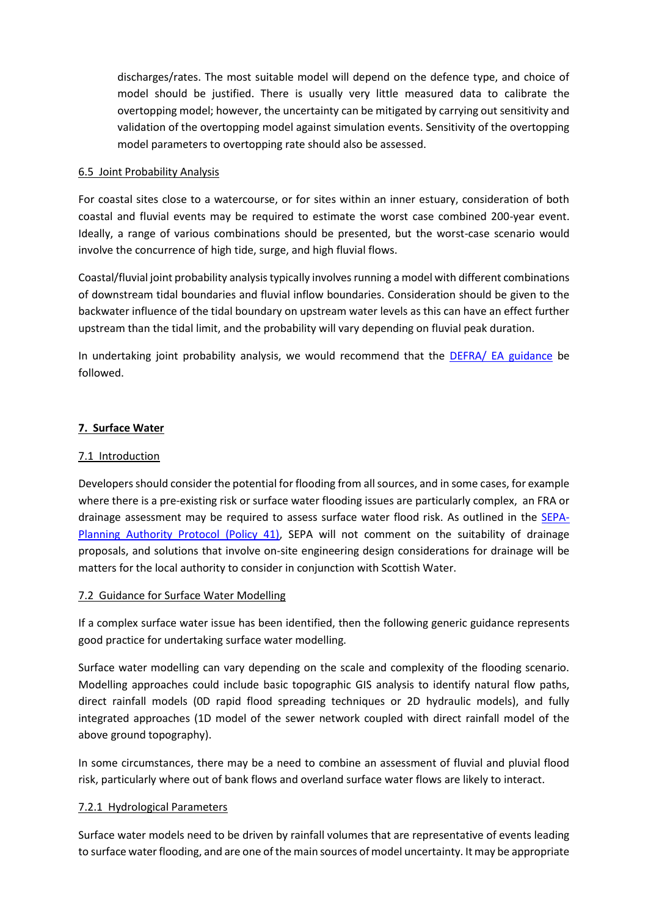discharges/rates. The most suitable model will depend on the defence type, and choice of model should be justified. There is usually very little measured data to calibrate the overtopping model; however, the uncertainty can be mitigated by carrying out sensitivity and validation of the overtopping model against simulation events. Sensitivity of the overtopping model parameters to overtopping rate should also be assessed.

### 6.5 Joint Probability Analysis

For coastal sites close to a watercourse, or for sites within an inner estuary, consideration of both coastal and fluvial events may be required to estimate the worst case combined 200-year event. Ideally, a range of various combinations should be presented, but the worst-case scenario would involve the concurrence of high tide, surge, and high fluvial flows.

Coastal/fluvial joint probability analysis typically involves running a model with different combinations of downstream tidal boundaries and fluvial inflow boundaries. Consideration should be given to the backwater influence of the tidal boundary on upstream water levels as this can have an effect further upstream than the tidal limit, and the probability will vary depending on fluvial peak duration.

In undertaking joint probability analysis, we would recommend that the DEFRA/ EA guidance be followed.

## 7. Surface Water

### 7.1 Introduction

Developers should consider the potential for flooding from all sources, and in some cases, for example where there is a pre-existing risk or surface water flooding issues are particularly complex, an FRA or drainage assessment may be required to assess surface water flood risk. As outlined in the SEPA-Planning Authority Protocol (Policy 41), SEPA will not comment on the suitability of drainage proposals, and solutions that involve on-site engineering design considerations for drainage will be matters for the local authority to consider in conjunction with Scottish Water.

### 7.2 Guidance for Surface Water Modelling

If a complex surface water issue has been identified, then the following generic guidance represents good practice for undertaking surface water modelling.

Surface water modelling can vary depending on the scale and complexity of the flooding scenario. Modelling approaches could include basic topographic GIS analysis to identify natural flow paths, direct rainfall models (0D rapid flood spreading techniques or 2D hydraulic models), and fully integrated approaches (1D model of the sewer network coupled with direct rainfall model of the above ground topography).

In some circumstances, there may be a need to combine an assessment of fluvial and pluvial flood risk, particularly where out of bank flows and overland surface water flows are likely to interact.

#### 7.2.1 Hydrological Parameters

Surface water models need to be driven by rainfall volumes that are representative of events leading to surface water flooding, and are one of the main sources of model uncertainty. It may be appropriate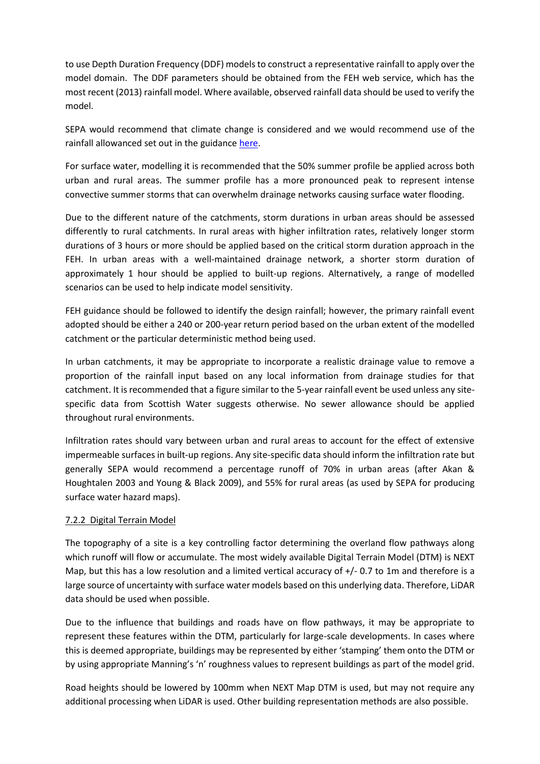to use Depth Duration Frequency (DDF) models to construct a representative rainfall to apply over the model domain. The DDF parameters should be obtained from the FEH web service, which has the most recent (2013) rainfall model. Where available, observed rainfall data should be used to verify the model.

SEPA would recommend that climate change is considered and we would recommend use of the rainfall allowanced set out in the guidance here.

For surface water, modelling it is recommended that the 50% summer profile be applied across both urban and rural areas. The summer profile has a more pronounced peak to represent intense convective summer storms that can overwhelm drainage networks causing surface water flooding.

Due to the different nature of the catchments, storm durations in urban areas should be assessed differently to rural catchments. In rural areas with higher infiltration rates, relatively longer storm durations of 3 hours or more should be applied based on the critical storm duration approach in the FEH. In urban areas with a well-maintained drainage network, a shorter storm duration of approximately 1 hour should be applied to built-up regions. Alternatively, a range of modelled scenarios can be used to help indicate model sensitivity.

FEH guidance should be followed to identify the design rainfall; however, the primary rainfall event adopted should be either a 240 or 200-year return period based on the urban extent of the modelled catchment or the particular deterministic method being used.

In urban catchments, it may be appropriate to incorporate a realistic drainage value to remove a proportion of the rainfall input based on any local information from drainage studies for that catchment. It is recommended that a figure similar to the 5-year rainfall event be used unless any site-specific data from Scottish Water suggests otherwise. No sewer allowance should be applied throughout rural environments.

Infiltration rates should vary between urban and rural areas to account for the effect of extensive impermeable surfaces in built-up regions. Any site-specific data should inform the infiltration rate but generally SEPA would recommend a percentage runoff of 70% in urban areas (after Akan & Houghtalen 2003 and Young & Black 2009), and 55% for rural areas (as used by SEPA for producing surface water hazard maps).

### 7.2.2 Digital Terrain Model

The topography of a site is a key controlling factor determining the overland flow pathways along which runoff will flow or accumulate. The most widely available Digital Terrain Model (DTM) is NEXT Map, but this has a low resolution and a limited vertical accuracy of +/- 0.7 to 1m and therefore is a large source of uncertainty with surface water models based on this underlying data. Therefore, LiDAR data should be used when possible.

Due to the influence that buildings and roads have on flow pathways, it may be appropriate to represent these features within the DTM, particularly for large-scale developments. In cases where this is deemed appropriate, buildings may be represented by either 'stamping' them onto the DTM or by using appropriate Manning's 'n' roughness values to represent buildings as part of the model grid.

Road heights should be lowered by 100mm when NEXT Map DTM is used, but may not require any additional processing when LiDAR is used. Other building representation methods are also possible.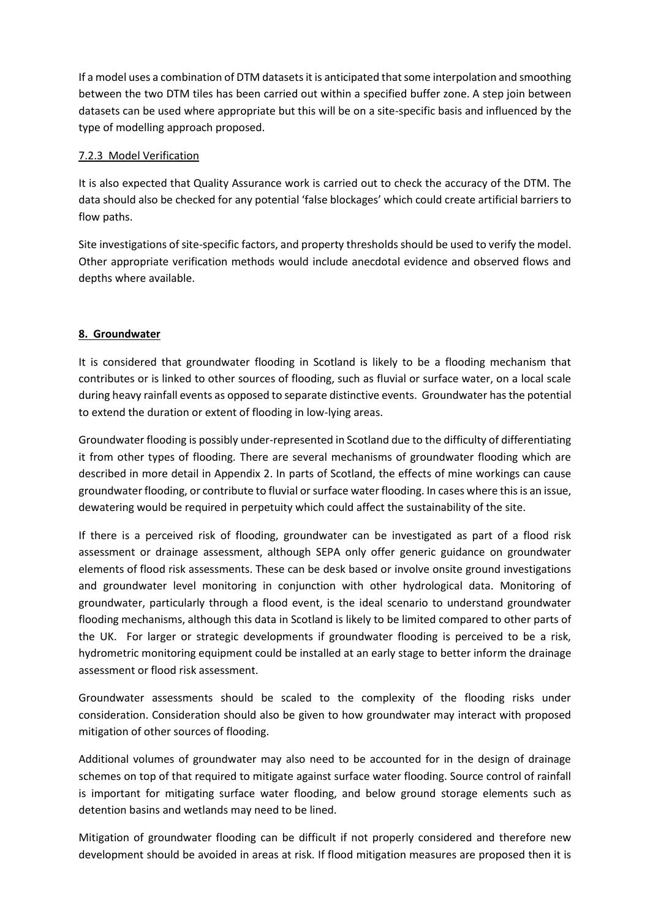If a model uses a combination of DTM datasets it is anticipated that some interpolation and smoothing between the two DTM tiles has been carried out within a specified buffer zone. A step join between datasets can be used where appropriate but this will be on a site-specific basis and influenced by the type of modelling approach proposed.

### 7.2.3 Model Verification

It is also expected that Quality Assurance work is carried out to check the accuracy of the DTM. The data should also be checked for any potential 'false blockages' which could create artificial barriers to flow paths.

Site investigations of site-specific factors, and property thresholds should be used to verify the model. Other appropriate verification methods would include anecdotal evidence and observed flows and depths where available.

## 8. Groundwater

It is considered that groundwater flooding in Scotland is likely to be a flooding mechanism that contributes or is linked to other sources of flooding, such as fluvial or surface water, on a local scale during heavy rainfall events as opposed to separate distinctive events. Groundwater has the potential to extend the duration or extent of flooding in low-lying areas.

Groundwater flooding is possibly under-represented in Scotland due to the difficulty of differentiating it from other types of flooding. There are several mechanisms of groundwater flooding which are described in more detail in Appendix 2. In parts of Scotland, the effects of mine workings can cause groundwater flooding, or contribute to fluvial or surface water flooding. In cases where this is an issue, dewatering would be required in perpetuity which could affect the sustainability of the site.

If there is a perceived risk of flooding, groundwater can be investigated as part of a flood risk assessment or drainage assessment, although SEPA only offer generic guidance on groundwater elements of flood risk assessments. These can be desk based or involve onsite ground investigations and groundwater level monitoring in conjunction with other hydrological data. Monitoring of groundwater, particularly through a flood event, is the ideal scenario to understand groundwater flooding mechanisms, although this data in Scotland is likely to be limited compared to other parts of the UK. For larger or strategic developments if groundwater flooding is perceived to be a risk, hydrometric monitoring equipment could be installed at an early stage to better inform the drainage assessment or flood risk assessment.

Groundwater assessments should be scaled to the complexity of the flooding risks under consideration. Consideration should also be given to how groundwater may interact with proposed mitigation of other sources of flooding.

Additional volumes of groundwater may also need to be accounted for in the design of drainage schemes on top of that required to mitigate against surface water flooding. Source control of rainfall is important for mitigating surface water flooding, and below ground storage elements such as detention basins and wetlands may need to be lined.

Mitigation of groundwater flooding can be difficult if not properly considered and therefore new development should be avoided in areas at risk. If flood mitigation measures are proposed then it is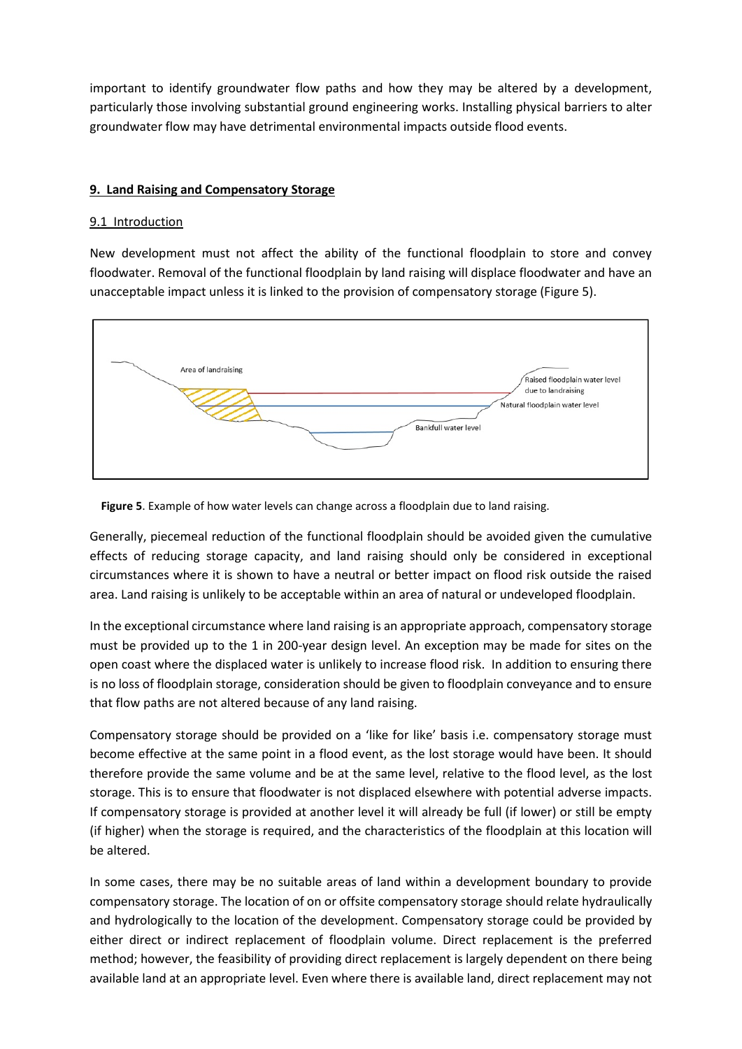important to identify groundwater flow paths and how they may be altered by a development, particularly those involving substantial ground engineering works. Installing physical barriers to alter groundwater flow may have detrimental environmental impacts outside flood events.

## 9. Land Raising and Compensatory Storage

### 9.1 Introduction

New development must not affect the ability of the functional floodplain to store and convey floodwater. Removal of the functional floodplain by land raising will displace floodwater and have an unacceptable impact unless it is linked to the provision of compensatory storage (Figure 5).

**Figure 5**. Example of how water levels can change across a floodplain due to land raising.

Generally, piecemeal reduction of the functional floodplain should be avoided given the cumulative effects of reducing storage capacity, and land raising should only be considered in exceptional circumstances where it is shown to have a neutral or better impact on flood risk outside the raised area. Land raising is unlikely to be acceptable within an area of natural or undeveloped floodplain.

In the exceptional circumstance where land raising is an appropriate approach, compensatory storage must be provided up to the 1 in 200-year design level. An exception may be made for sites on the open coast where the displaced water is unlikely to increase flood risk. In addition to ensuring there is no loss of floodplain storage, consideration should be given to floodplain conveyance and to ensure that flow paths are not altered because of any land raising.

Compensatory storage should be provided on a 'like for like' basis i.e. compensatory storage must become effective at the same point in a flood event, as the lost storage would have been. It should therefore provide the same volume and be at the same level, relative to the flood level, as the lost storage. This is to ensure that floodwater is not displaced elsewhere with potential adverse impacts. If compensatory storage is provided at another level it will already be full (if lower) or still be empty (if higher) when the storage is required, and the characteristics of the floodplain at this location will be altered.

In some cases, there may be no suitable areas of land within a development boundary to provide compensatory storage. The location of on or offsite compensatory storage should relate hydraulically and hydrologically to the location of the development. Compensatory storage could be provided by either direct or indirect replacement of floodplain volume. Direct replacement is the preferred method; however, the feasibility of providing direct replacement is largely dependent on there being available land at an appropriate level. Even where there is available land, direct replacement may not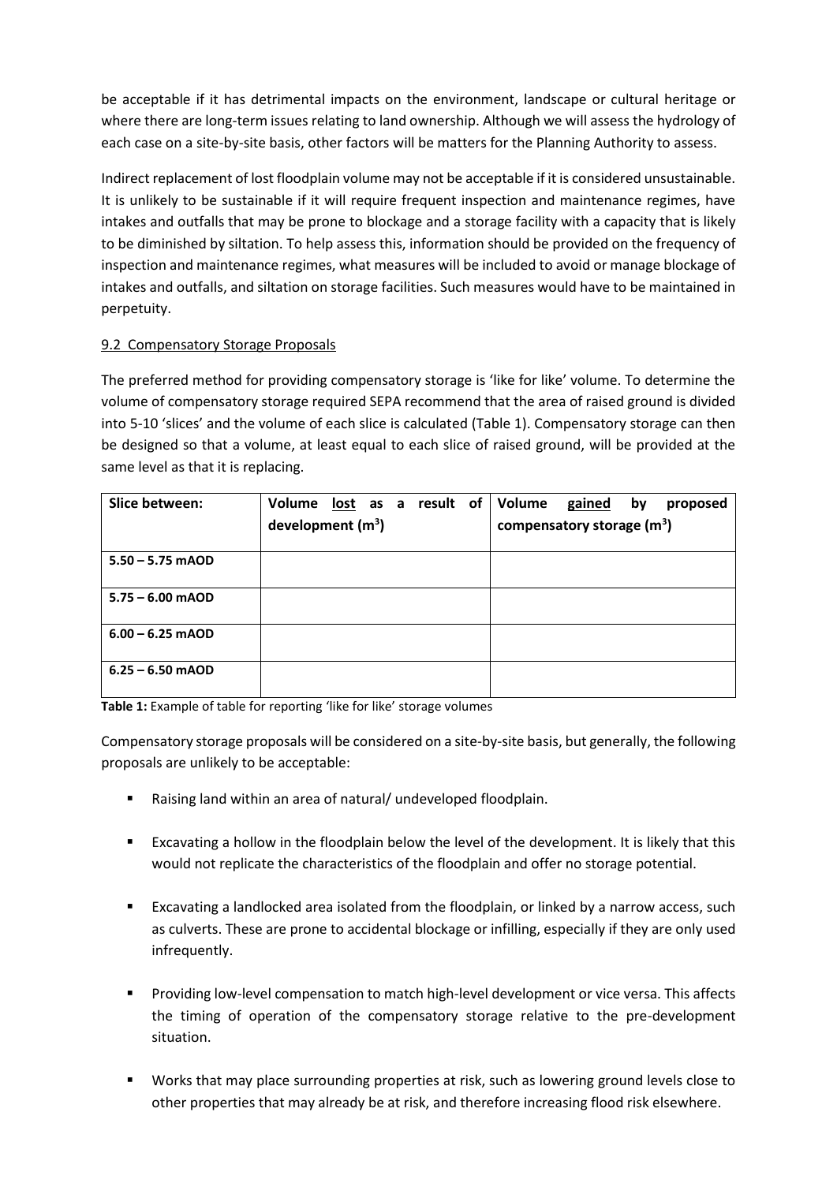be acceptable if it has detrimental impacts on the environment, landscape or cultural heritage or where there are long-term issues relating to land ownership. Although we will assess the hydrology of each case on a site-by-site basis, other factors will be matters for the Planning Authority to assess.

Indirect replacement of lost floodplain volume may not be acceptable if it is considered unsustainable. It is unlikely to be sustainable if it will require frequent inspection and maintenance regimes, have intakes and outfalls that may be prone to blockage and a storage facility with a capacity that is likely to be diminished by siltation. To help assess this, information should be provided on the frequency of inspection and maintenance regimes, what measures will be included to avoid or manage blockage of intakes and outfalls, and siltation on storage facilities. Such measures would have to be maintained in perpetuity.

### 9.2 Compensatory Storage Proposals

The preferred method for providing compensatory storage is 'like for like' volume. To determine the volume of compensatory storage required SEPA recommend that the area of raised ground is divided into 5-10 'slices' and the volume of each slice is calculated (Table 1). Compensatory storage can then be designed so that a volume, at least equal to each slice of raised ground, will be provided at the same level as that it is replacing.

| **Slice between:** | **Volume lost as a result of development ($m^3$)** | **Volume gained by proposed compensatory storage ($m^3$)** |
|---|---|---|
| **5.50 – 5.75 mAOD** | | |
| **5.75 – 6.00 mAOD** | | |
| **6.00 – 6.25 mAOD** | | |
| **6.25 – 6.50 mAOD** | | |

**Table 1:** Example of table for reporting 'like for like' storage volumes

Compensatory storage proposals will be considered on a site-by-site basis, but generally, the following proposals are unlikely to be acceptable:

- Raising land within an area of natural/ undeveloped floodplain.
- Excavating a hollow in the floodplain below the level of the development. It is likely that this would not replicate the characteristics of the floodplain and offer no storage potential.
- Excavating a landlocked area isolated from the floodplain, or linked by a narrow access, such as culverts. These are prone to accidental blockage or infilling, especially if they are only used infrequently.
- Providing low-level compensation to match high-level development or vice versa. This affects the timing of operation of the compensatory storage relative to the pre-development situation.
- Works that may place surrounding properties at risk, such as lowering ground levels close to other properties that may already be at risk, and therefore increasing flood risk elsewhere.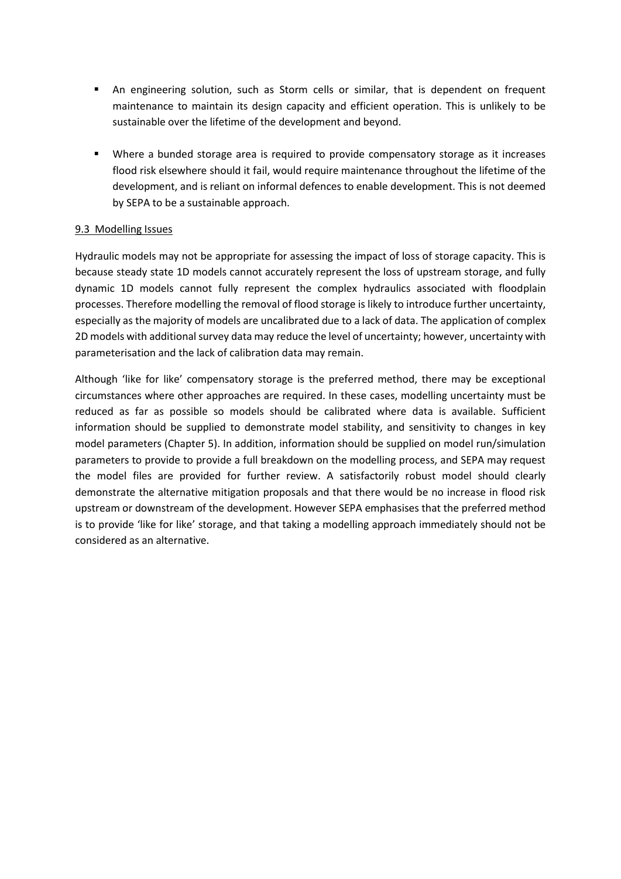- An engineering solution, such as Storm cells or similar, that is dependent on frequent maintenance to maintain its design capacity and efficient operation. This is unlikely to be sustainable over the lifetime of the development and beyond.

- Where a bunded storage area is required to provide compensatory storage as it increases flood risk elsewhere should it fail, would require maintenance throughout the lifetime of the development, and is reliant on informal defences to enable development. This is not deemed by SEPA to be a sustainable approach.

### 9.3 Modelling Issues

Hydraulic models may not be appropriate for assessing the impact of loss of storage capacity. This is because steady state 1D models cannot accurately represent the loss of upstream storage, and fully dynamic 1D models cannot fully represent the complex hydraulics associated with floodplain processes. Therefore modelling the removal of flood storage is likely to introduce further uncertainty, especially as the majority of models are uncalibrated due to a lack of data. The application of complex 2D models with additional survey data may reduce the level of uncertainty; however, uncertainty with parameterisation and the lack of calibration data may remain.

Although 'like for like' compensatory storage is the preferred method, there may be exceptional circumstances where other approaches are required. In these cases, modelling uncertainty must be reduced as far as possible so models should be calibrated where data is available. Sufficient information should be supplied to demonstrate model stability, and sensitivity to changes in key model parameters (Chapter 5). In addition, information should be supplied on model run/simulation parameters to provide to provide a full breakdown on the modelling process, and SEPA may request the model files are provided for further review. A satisfactorily robust model should clearly demonstrate the alternative mitigation proposals and that there would be no increase in flood risk upstream or downstream of the development. However SEPA emphasises that the preferred method is to provide 'like for like' storage, and that taking a modelling approach immediately should not be considered as an alternative.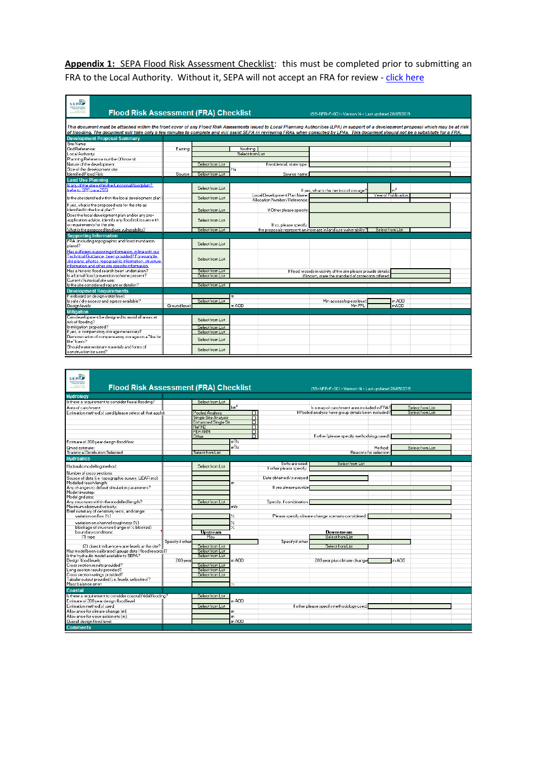**Appendix 1:** SEPA Flood Risk Assessment Checklist: this must be completed prior to submitting an FRA to the Local Authority. Without it, SEPA will not accept an FRA for review - click here

## Flood Risk Assessment (FRA) Checklist

(SS-NFR-F-001 - Version 14 - Last updated 28/05/2019)

*This document must be attached within the front cover of any Flood Risk Assessments issued to Local Planning Authorities (LPA) in support of a development proposal which may be at risk of flooding. The document will take only a few minutes to complete and will assist SEPA in reviewing FRAs when consulted by LPAs. This document should not be a substitute for a FRA.*

### Development Proposal Summary

| | | | |
|---|---|---|---|
| Site Name: | | | |
| Grid Reference: | Easting: | | Northing: |
| Local Authority: | | Select from List | |
| Planning Reference number (if known): | | | |
| Nature of the development: | | Select from List | If residential, state type: |
| Size of the development site: | | Ha | |
| Identified Flood Risk: | Source: | Select from List | Source name: |

### Land Use Planning

| | | |
|---|---|---|
| Is any of the site within the functional floodplain? (refer to SPP para 255) | Select from List | If yes, what is the net loss of storage? m³ |
| Is the site identified within the local development plan? | Select from List | Local Development Plan Name: / Year of Publication: / Allocation Number / Reference: |
| If yes, what is the proposed use for the site as identified in the local plan? | Select from List | If Other please specify: |
| Does the local development plan and/or any pre-application advice, identify any flood risk issues with or requirements for the site: | Select from List | If so, please specify: |
| What is the proposed land use vulnerability? | Select from List | the proposals represent an increase in land use vulnerability? Select from List |

### Supporting Information

| | | |
|---|---|---|
| FRA including topographic and flood inundation plans? | Select from List | |
| Has sufficient supporting information, in line with our Technical Guidance, been provided? For example, site plans, photos, topographic information, structure information and other site specific information. | Select from List | |
| Has a historic flood search been undertaken? | Select from List | If flood records in vicinity of the site please provide details: |
| Is a formal flood prevention scheme present? | Select from List | If known, state the standard of protection offered: |
| Current / historical site use: | | |
| Is the site considered vacant or derelict? | Select from List | |

### Development Requirements

| | | | |
|---|---|---|---|
| Freeboard on design water level: | | | m |
| Is safe / dry access and egress available? | | Select from List | Min access/egress level: m AOD |
| Design levels: | Ground level: | | m AOD / Min FFL: mAOD |

### Mitigation

| | |
|---|---|
| Can development be designed to avoid all areas at risk of flooding? | Select from List |
| Is mitigation proposed? | Select from List |
| If yes, is compensatory storage necessary? | Select from List |
| Demonstration of compensatory storage on a "like for like" basis? | Select from List |
| Should water resistant materials and forms of construction be used? | Select from List |

## Flood Risk Assessment (FRA) Checklist

(SS-NFR-F-001 - Version 14 - Last updated 28/05/2019)

### Hydrology

| | | | |
|---|---|---|---|
| Is there a requirement to consider fluvial flooding? | Select from List | | |
| Area of catchment: | | km² | Is a map of catchment area included in FRA? Select from List |
| Estimation method(s) used (please select all that apply): | Pooled Analysis ☐ / Single Site Analysis ☐ / Enhanced Single Sit ☐ / ReFH2 ☐ / FEH RRM ☐ / Other ☐ | | If Pooled analysis have group details been included? Select from List / If other (please specify methodology used): |
| Estimate of 200 year design flood flow: | | m³/s | |
| Qmed estimate: | | m³/s | Method: Select from List |
| Statistical Distribution Selected: | Select from List | | Reasons for selection: |

### Hydraulics

| | | | |
|---|---|---|---|
| Hydraulic modelling method: | Select from List | | Software used: Select from List / If other please specify: |
| Number of cross sections: | | | |
| Source of data (i.e. topographic survey, LiDAR etc): | | | Date obtained / surveyed: |
| Modelled reach length: | | m | |
| Any changes to default simulation parameters? | | | If yes please provide: |
| Model timestep: | | | |
| Model grid size: | | | |
| Any structures within the modelled length? | Select from List | | Specify, if combination: |
| Maximum observed velocity: | | m/s | |
| Brief summary of sensitivity tests, and range: variation on flow (%) | | % | Please specify climate change scenario considered: |
| variation on channel roughness (%) | | % | |
| blockage of structure (range of % blocked) | | % | |
| boundary conditions: (1) type | Upstream: Flow | | Downstream: Select from List |
| | Specify if other: | | Specify if other: |
| (2) does it influence water levels at the site? | Select from List | | Select from List |
| Has model been calibrated (gauge data / flood records)? | Select from List | | |
| Is the hydraulic model available to SEPA? | Select from List | | |
| Design flood levels: | 200 year: | m AOD | 200 year plus climate change: m AOD |
| Cross section results provided? | Select from List | | |
| Long section results provided? | Select from List | | |
| Cross section ratings provided? | Select from List | | |
| Tabular output provided (i.e. levels, velocities)? | | | |
| Mass balance error: | | % | |

### Coastal

| | | | |
|---|---|---|---|
| Is there a requirement to consider coastal / tidal flooding? | Select from List | | |
| Estimate of 200 year design flood level: | | m AOD | |
| Estimation method(s) used: | Select from List | | If other please specify methodology used: |
| Allowance for climate change (m): | | m | |
| Allowance for wave action etc (m): | | m | |
| Overall design flood level: | | m AOD | |

### Comments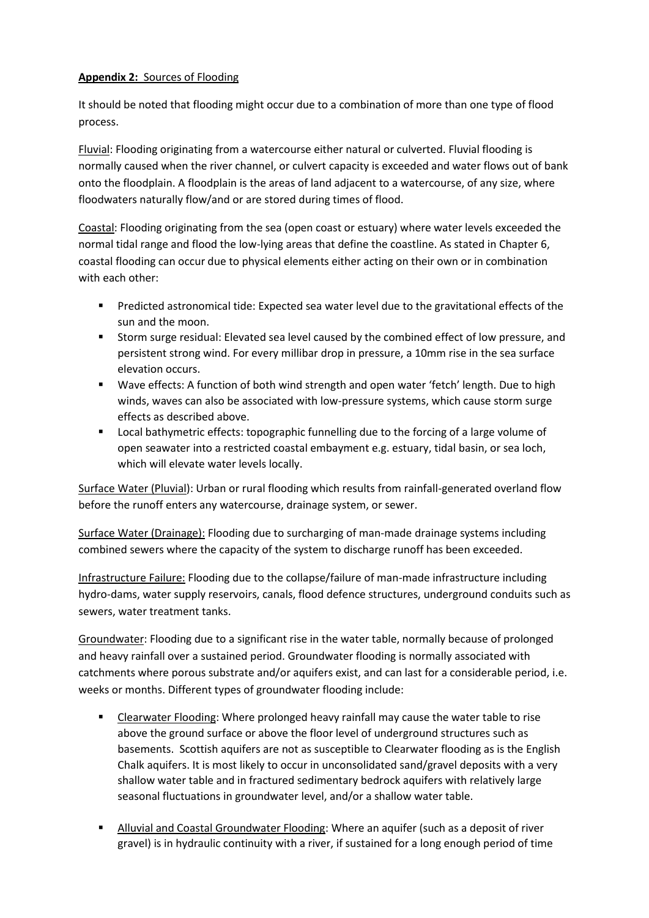**Appendix 2:** Sources of Flooding

It should be noted that flooding might occur due to a combination of more than one type of flood process.

Fluvial: Flooding originating from a watercourse either natural or culverted. Fluvial flooding is normally caused when the river channel, or culvert capacity is exceeded and water flows out of bank onto the floodplain. A floodplain is the areas of land adjacent to a watercourse, of any size, where floodwaters naturally flow/and or are stored during times of flood.

Coastal: Flooding originating from the sea (open coast or estuary) where water levels exceeded the normal tidal range and flood the low-lying areas that define the coastline. As stated in Chapter 6, coastal flooding can occur due to physical elements either acting on their own or in combination with each other:

- Predicted astronomical tide: Expected sea water level due to the gravitational effects of the sun and the moon.
- Storm surge residual: Elevated sea level caused by the combined effect of low pressure, and persistent strong wind. For every millibar drop in pressure, a 10mm rise in the sea surface elevation occurs.
- Wave effects: A function of both wind strength and open water 'fetch' length. Due to high winds, waves can also be associated with low-pressure systems, which cause storm surge effects as described above.
- Local bathymetric effects: topographic funnelling due to the forcing of a large volume of open seawater into a restricted coastal embayment e.g. estuary, tidal basin, or sea loch, which will elevate water levels locally.

Surface Water (Pluvial): Urban or rural flooding which results from rainfall-generated overland flow before the runoff enters any watercourse, drainage system, or sewer.

Surface Water (Drainage): Flooding due to surcharging of man-made drainage systems including combined sewers where the capacity of the system to discharge runoff has been exceeded.

Infrastructure Failure: Flooding due to the collapse/failure of man-made infrastructure including hydro-dams, water supply reservoirs, canals, flood defence structures, underground conduits such as sewers, water treatment tanks.

Groundwater: Flooding due to a significant rise in the water table, normally because of prolonged and heavy rainfall over a sustained period. Groundwater flooding is normally associated with catchments where porous substrate and/or aquifers exist, and can last for a considerable period, i.e. weeks or months. Different types of groundwater flooding include:

- Clearwater Flooding: Where prolonged heavy rainfall may cause the water table to rise above the ground surface or above the floor level of underground structures such as basements. Scottish aquifers are not as susceptible to Clearwater flooding as is the English Chalk aquifers. It is most likely to occur in unconsolidated sand/gravel deposits with a very shallow water table and in fractured sedimentary bedrock aquifers with relatively large seasonal fluctuations in groundwater level, and/or a shallow water table.

- Alluvial and Coastal Groundwater Flooding: Where an aquifer (such as a deposit of river gravel) is in hydraulic continuity with a river, if sustained for a long enough period of time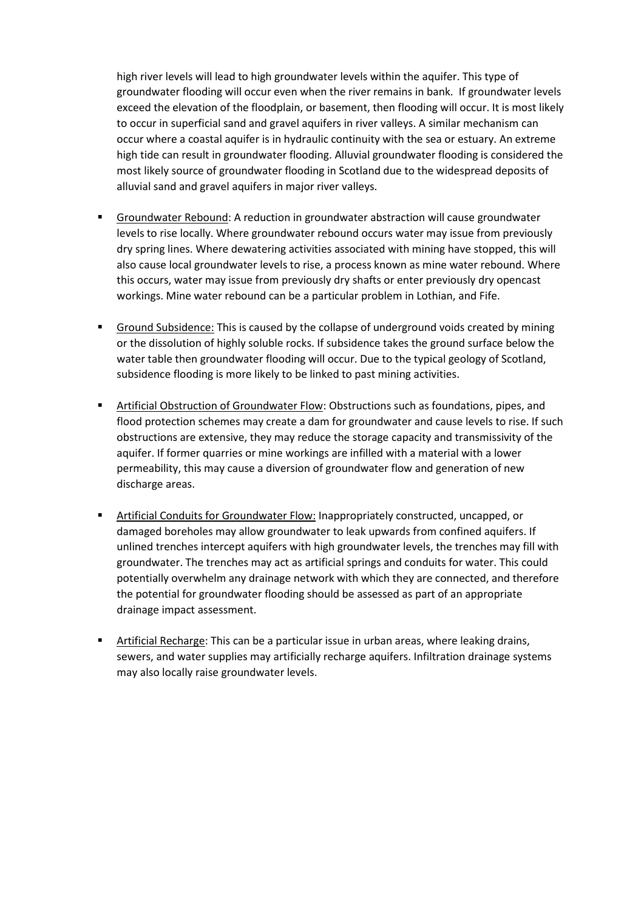high river levels will lead to high groundwater levels within the aquifer. This type of groundwater flooding will occur even when the river remains in bank. If groundwater levels exceed the elevation of the floodplain, or basement, then flooding will occur. It is most likely to occur in superficial sand and gravel aquifers in river valleys. A similar mechanism can occur where a coastal aquifer is in hydraulic continuity with the sea or estuary. An extreme high tide can result in groundwater flooding. Alluvial groundwater flooding is considered the most likely source of groundwater flooding in Scotland due to the widespread deposits of alluvial sand and gravel aquifers in major river valleys.

- <u>Groundwater Rebound</u>: A reduction in groundwater abstraction will cause groundwater levels to rise locally. Where groundwater rebound occurs water may issue from previously dry spring lines. Where dewatering activities associated with mining have stopped, this will also cause local groundwater levels to rise, a process known as mine water rebound. Where this occurs, water may issue from previously dry shafts or enter previously dry opencast workings. Mine water rebound can be a particular problem in Lothian, and Fife.

- <u>Ground Subsidence:</u> This is caused by the collapse of underground voids created by mining or the dissolution of highly soluble rocks. If subsidence takes the ground surface below the water table then groundwater flooding will occur. Due to the typical geology of Scotland, subsidence flooding is more likely to be linked to past mining activities.

- <u>Artificial Obstruction of Groundwater Flow</u>: Obstructions such as foundations, pipes, and flood protection schemes may create a dam for groundwater and cause levels to rise. If such obstructions are extensive, they may reduce the storage capacity and transmissivity of the aquifer. If former quarries or mine workings are infilled with a material with a lower permeability, this may cause a diversion of groundwater flow and generation of new discharge areas.

- <u>Artificial Conduits for Groundwater Flow:</u> Inappropriately constructed, uncapped, or damaged boreholes may allow groundwater to leak upwards from confined aquifers. If unlined trenches intercept aquifers with high groundwater levels, the trenches may fill with groundwater. The trenches may act as artificial springs and conduits for water. This could potentially overwhelm any drainage network with which they are connected, and therefore the potential for groundwater flooding should be assessed as part of an appropriate drainage impact assessment.

- <u>Artificial Recharge</u>: This can be a particular issue in urban areas, where leaking drains, sewers, and water supplies may artificially recharge aquifers. Infiltration drainage systems may also locally raise groundwater levels.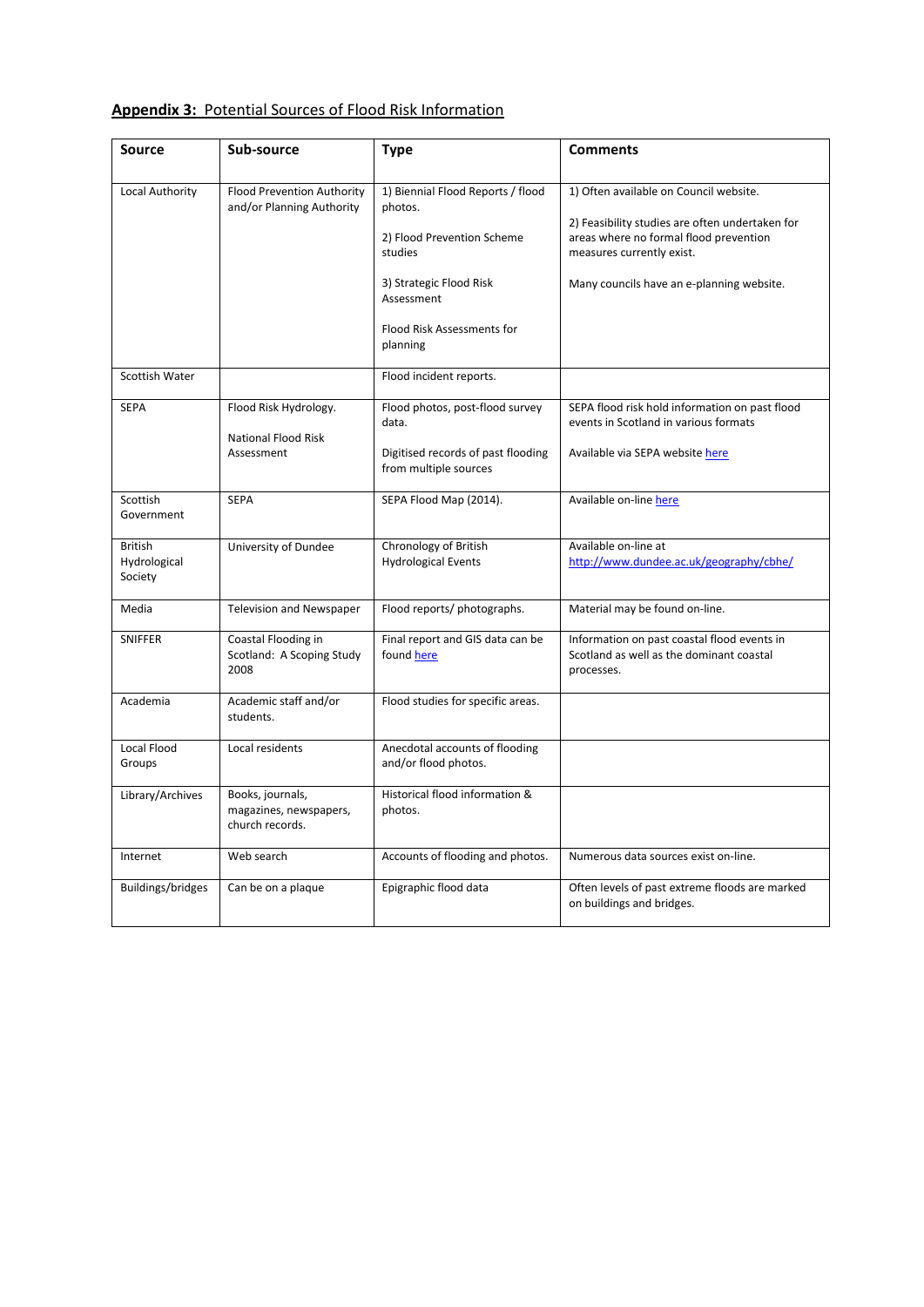## **Appendix 3:** Potential Sources of Flood Risk Information

| Source | Sub-source | Type | Comments |
|---|---|---|---|
| Local Authority | Flood Prevention Authority and/or Planning Authority | 1) Biennial Flood Reports / flood photos.<br><br>2) Flood Prevention Scheme studies<br><br>3) Strategic Flood Risk Assessment<br><br>Flood Risk Assessments for planning | 1) Often available on Council website.<br><br>2) Feasibility studies are often undertaken for areas where no formal flood prevention measures currently exist.<br><br>Many councils have an e-planning website. |
| Scottish Water | | Flood incident reports. | |
| SEPA | Flood Risk Hydrology.<br><br>National Flood Risk Assessment | Flood photos, post-flood survey data.<br><br>Digitised records of past flooding from multiple sources | SEPA flood risk hold information on past flood events in Scotland in various formats<br><br>Available via SEPA website here |
| Scottish Government | SEPA | SEPA Flood Map (2014). | Available on-line here |
| British Hydrological Society | University of Dundee | Chronology of British Hydrological Events | Available on-line at http://www.dundee.ac.uk/geography/cbhe/ |
| Media | Television and Newspaper | Flood reports/ photographs. | Material may be found on-line. |
| SNIFFER | Coastal Flooding in Scotland: A Scoping Study 2008 | Final report and GIS data can be found here | Information on past coastal flood events in Scotland as well as the dominant coastal processes. |
| Academia | Academic staff and/or students. | Flood studies for specific areas. | |
| Local Flood Groups | Local residents | Anecdotal accounts of flooding and/or flood photos. | |
| Library/Archives | Books, journals, magazines, newspapers, church records. | Historical flood information & photos. | |
| Internet | Web search | Accounts of flooding and photos. | Numerous data sources exist on-line. |
| Buildings/bridges | Can be on a plaque | Epigraphic flood data | Often levels of past extreme floods are marked on buildings and bridges. |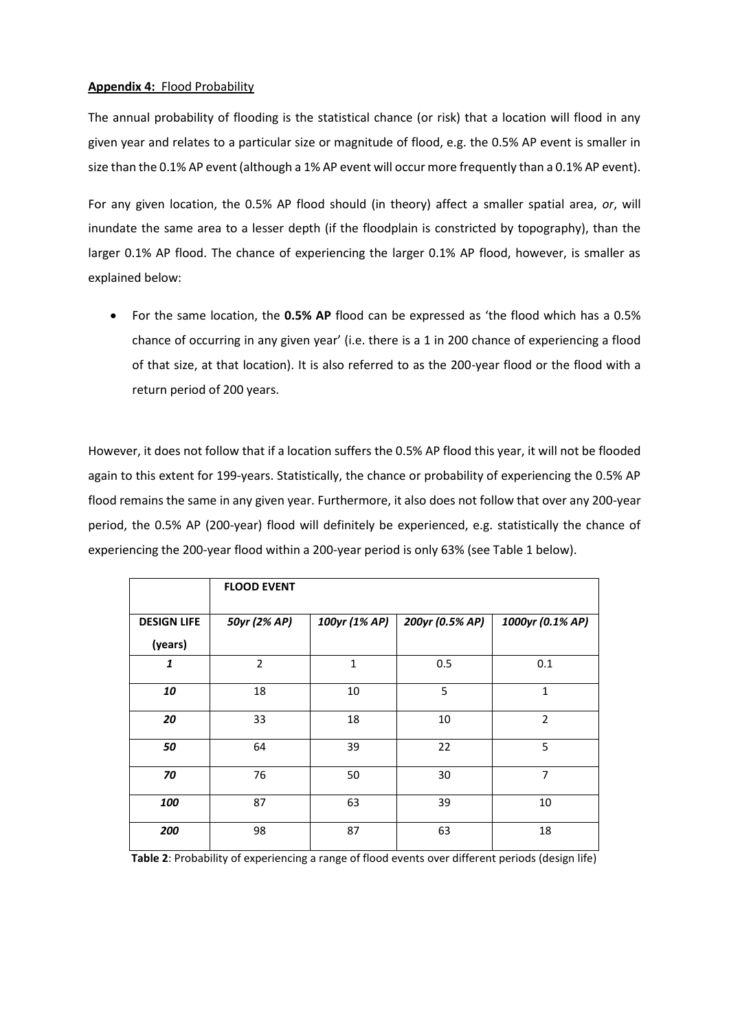**Appendix 4:** Flood Probability

The annual probability of flooding is the statistical chance (or risk) that a location will flood in any given year and relates to a particular size or magnitude of flood, e.g. the 0.5% AP event is smaller in size than the 0.1% AP event (although a 1% AP event will occur more frequently than a 0.1% AP event).

For any given location, the 0.5% AP flood should (in theory) affect a smaller spatial area, *or*, will inundate the same area to a lesser depth (if the floodplain is constricted by topography), than the larger 0.1% AP flood. The chance of experiencing the larger 0.1% AP flood, however, is smaller as explained below:

- For the same location, the **0.5% AP** flood can be expressed as 'the flood which has a 0.5% chance of occurring in any given year' (i.e. there is a 1 in 200 chance of experiencing a flood of that size, at that location). It is also referred to as the 200-year flood or the flood with a return period of 200 years.

However, it does not follow that if a location suffers the 0.5% AP flood this year, it will not be flooded again to this extent for 199-years. Statistically, the chance or probability of experiencing the 0.5% AP flood remains the same in any given year. Furthermore, it also does not follow that over any 200-year period, the 0.5% AP (200-year) flood will definitely be experienced, e.g. statistically the chance of experiencing the 200-year flood within a 200-year period is only 63% (see Table 1 below).

| | **FLOOD EVENT** | | | |
|---|---|---|---|---|
| **DESIGN LIFE (years)** | ***50yr (2% AP)*** | ***100yr (1% AP)*** | ***200yr (0.5% AP)*** | ***1000yr (0.1% AP)*** |
| ***1*** | 2 | 1 | 0.5 | 0.1 |
| ***10*** | 18 | 10 | 5 | 1 |
| ***20*** | 33 | 18 | 10 | 2 |
| ***50*** | 64 | 39 | 22 | 5 |
| ***70*** | 76 | 50 | 30 | 7 |
| ***100*** | 87 | 63 | 39 | 10 |
| ***200*** | 98 | 87 | 63 | 18 |

**Table 2**: Probability of experiencing a range of flood events over different periods (design life)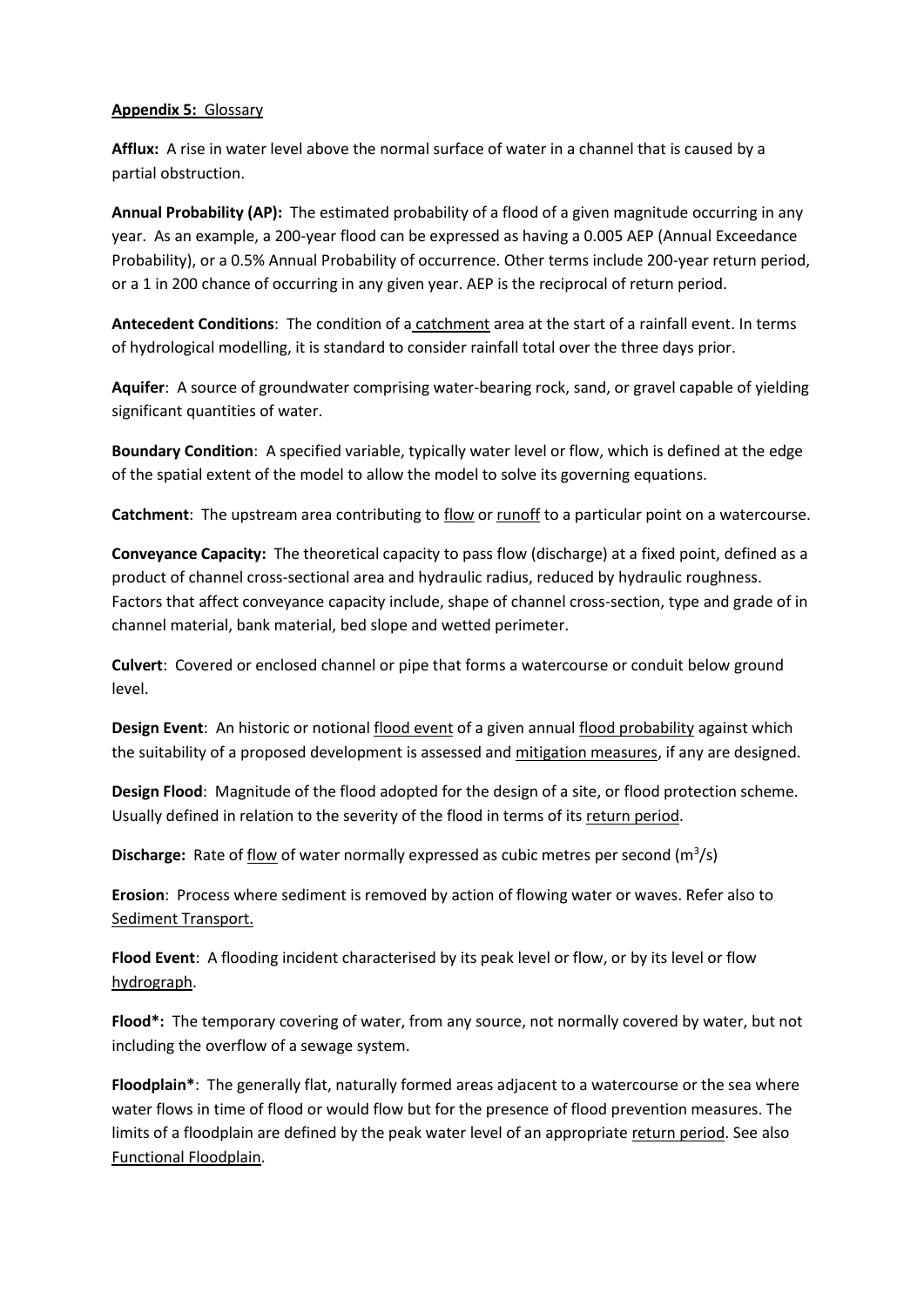**Appendix 5:** Glossary

**Afflux:** A rise in water level above the normal surface of water in a channel that is caused by a partial obstruction.

**Annual Probability (AP):** The estimated probability of a flood of a given magnitude occurring in any year. As an example, a 200-year flood can be expressed as having a 0.005 AEP (Annual Exceedance Probability), or a 0.5% Annual Probability of occurrence. Other terms include 200-year return period, or a 1 in 200 chance of occurring in any given year. AEP is the reciprocal of return period.

**Antecedent Conditions**: The condition of a catchment area at the start of a rainfall event. In terms of hydrological modelling, it is standard to consider rainfall total over the three days prior.

**Aquifer**: A source of groundwater comprising water-bearing rock, sand, or gravel capable of yielding significant quantities of water.

**Boundary Condition**: A specified variable, typically water level or flow, which is defined at the edge of the spatial extent of the model to allow the model to solve its governing equations.

**Catchment**: The upstream area contributing to flow or runoff to a particular point on a watercourse.

**Conveyance Capacity:** The theoretical capacity to pass flow (discharge) at a fixed point, defined as a product of channel cross-sectional area and hydraulic radius, reduced by hydraulic roughness. Factors that affect conveyance capacity include, shape of channel cross-section, type and grade of in channel material, bank material, bed slope and wetted perimeter.

**Culvert**: Covered or enclosed channel or pipe that forms a watercourse or conduit below ground level.

**Design Event**: An historic or notional flood event of a given annual flood probability against which the suitability of a proposed development is assessed and mitigation measures, if any are designed.

**Design Flood**: Magnitude of the flood adopted for the design of a site, or flood protection scheme. Usually defined in relation to the severity of the flood in terms of its return period.

**Discharge:** Rate of flow of water normally expressed as cubic metres per second ($m^3/s$)

**Erosion**: Process where sediment is removed by action of flowing water or waves. Refer also to Sediment Transport.

**Flood Event**: A flooding incident characterised by its peak level or flow, or by its level or flow hydrograph.

**Flood*:** The temporary covering of water, from any source, not normally covered by water, but not including the overflow of a sewage system.

**Floodplain***: The generally flat, naturally formed areas adjacent to a watercourse or the sea where water flows in time of flood or would flow but for the presence of flood prevention measures. The limits of a floodplain are defined by the peak water level of an appropriate return period. See also Functional Floodplain.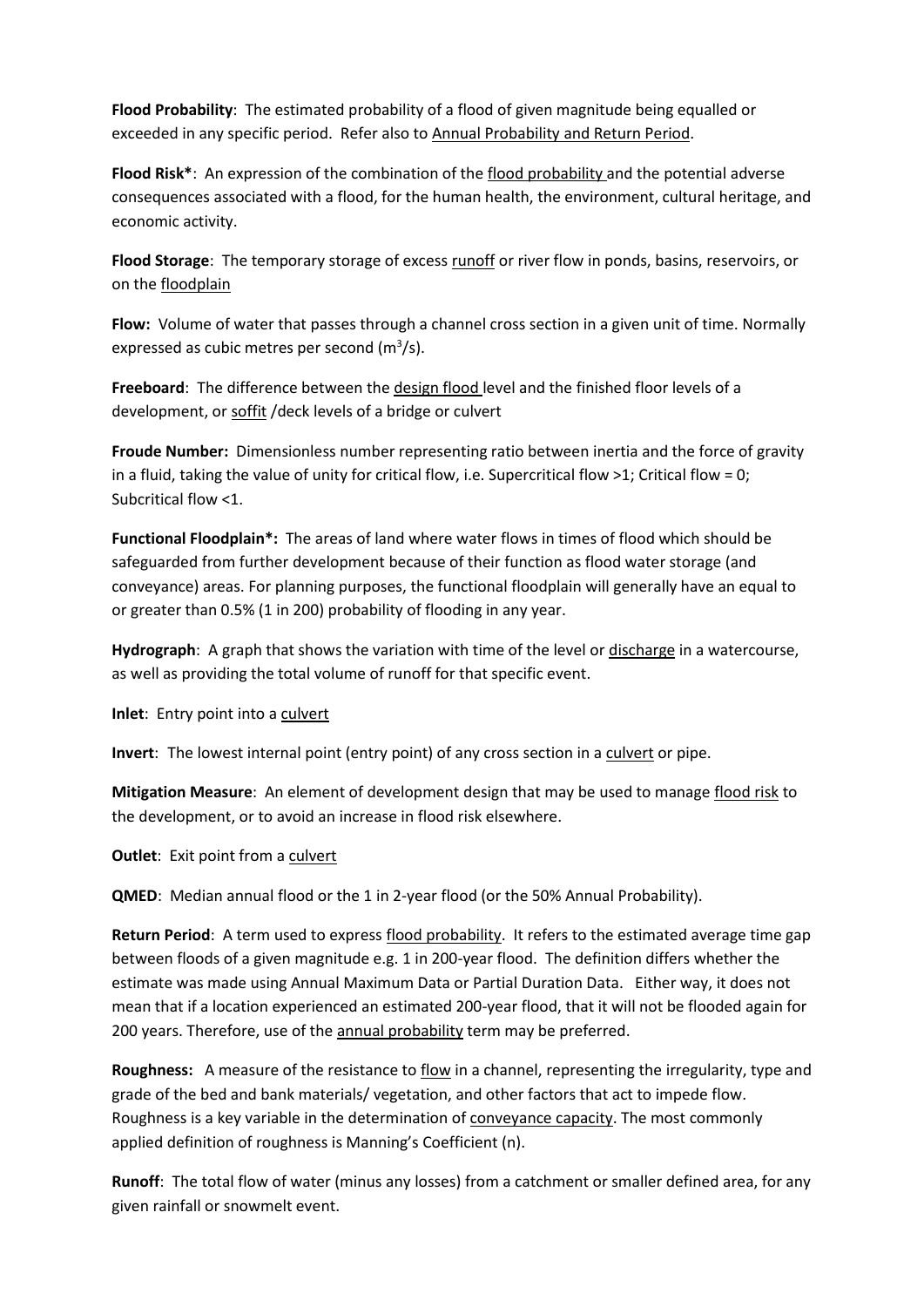**Flood Probability**: The estimated probability of a flood of given magnitude being equalled or exceeded in any specific period. Refer also to Annual Probability and Return Period.

**Flood Risk***: An expression of the combination of the flood probability and the potential adverse consequences associated with a flood, for the human health, the environment, cultural heritage, and economic activity.

**Flood Storage**: The temporary storage of excess runoff or river flow in ponds, basins, reservoirs, or on the floodplain

**Flow:** Volume of water that passes through a channel cross section in a given unit of time. Normally expressed as cubic metres per second ($m^3/s$).

**Freeboard**: The difference between the design flood level and the finished floor levels of a development, or soffit /deck levels of a bridge or culvert

**Froude Number:** Dimensionless number representing ratio between inertia and the force of gravity in a fluid, taking the value of unity for critical flow, i.e. Supercritical flow >1; Critical flow = 0; Subcritical flow <1.

**Functional Floodplain*:** The areas of land where water flows in times of flood which should be safeguarded from further development because of their function as flood water storage (and conveyance) areas. For planning purposes, the functional floodplain will generally have an equal to or greater than 0.5% (1 in 200) probability of flooding in any year.

**Hydrograph**: A graph that shows the variation with time of the level or discharge in a watercourse, as well as providing the total volume of runoff for that specific event.

**Inlet**: Entry point into a culvert

**Invert**: The lowest internal point (entry point) of any cross section in a culvert or pipe.

**Mitigation Measure**: An element of development design that may be used to manage flood risk to the development, or to avoid an increase in flood risk elsewhere.

**Outlet**: Exit point from a culvert

**QMED**: Median annual flood or the 1 in 2-year flood (or the 50% Annual Probability).

**Return Period**: A term used to express flood probability. It refers to the estimated average time gap between floods of a given magnitude e.g. 1 in 200-year flood. The definition differs whether the estimate was made using Annual Maximum Data or Partial Duration Data. Either way, it does not mean that if a location experienced an estimated 200-year flood, that it will not be flooded again for 200 years. Therefore, use of the annual probability term may be preferred.

**Roughness:** A measure of the resistance to flow in a channel, representing the irregularity, type and grade of the bed and bank materials/ vegetation, and other factors that act to impede flow. Roughness is a key variable in the determination of conveyance capacity. The most commonly applied definition of roughness is Manning's Coefficient (n).

**Runoff**: The total flow of water (minus any losses) from a catchment or smaller defined area, for any given rainfall or snowmelt event.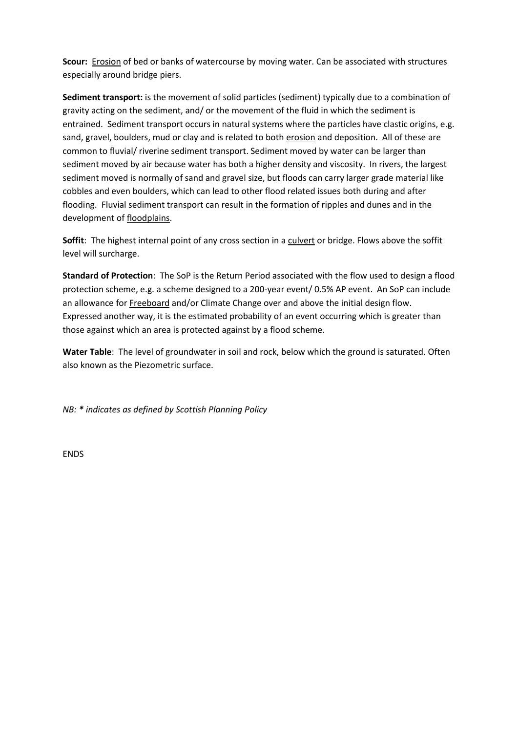**Scour:** Erosion of bed or banks of watercourse by moving water. Can be associated with structures especially around bridge piers.

**Sediment transport:** is the movement of solid particles (sediment) typically due to a combination of gravity acting on the sediment, and/ or the movement of the fluid in which the sediment is entrained. Sediment transport occurs in natural systems where the particles have clastic origins, e.g. sand, gravel, boulders, mud or clay and is related to both erosion and deposition. All of these are common to fluvial/ riverine sediment transport. Sediment moved by water can be larger than sediment moved by air because water has both a higher density and viscosity. In rivers, the largest sediment moved is normally of sand and gravel size, but floods can carry larger grade material like cobbles and even boulders, which can lead to other flood related issues both during and after flooding. Fluvial sediment transport can result in the formation of ripples and dunes and in the development of floodplains.

**Soffit**: The highest internal point of any cross section in a culvert or bridge. Flows above the soffit level will surcharge.

**Standard of Protection**: The SoP is the Return Period associated with the flow used to design a flood protection scheme, e.g. a scheme designed to a 200-year event/ 0.5% AP event. An SoP can include an allowance for Freeboard and/or Climate Change over and above the initial design flow. Expressed another way, it is the estimated probability of an event occurring which is greater than those against which an area is protected against by a flood scheme.

**Water Table**: The level of groundwater in soil and rock, below which the ground is saturated. Often also known as the Piezometric surface.

*NB: * indicates as defined by Scottish Planning Policy*

ENDS